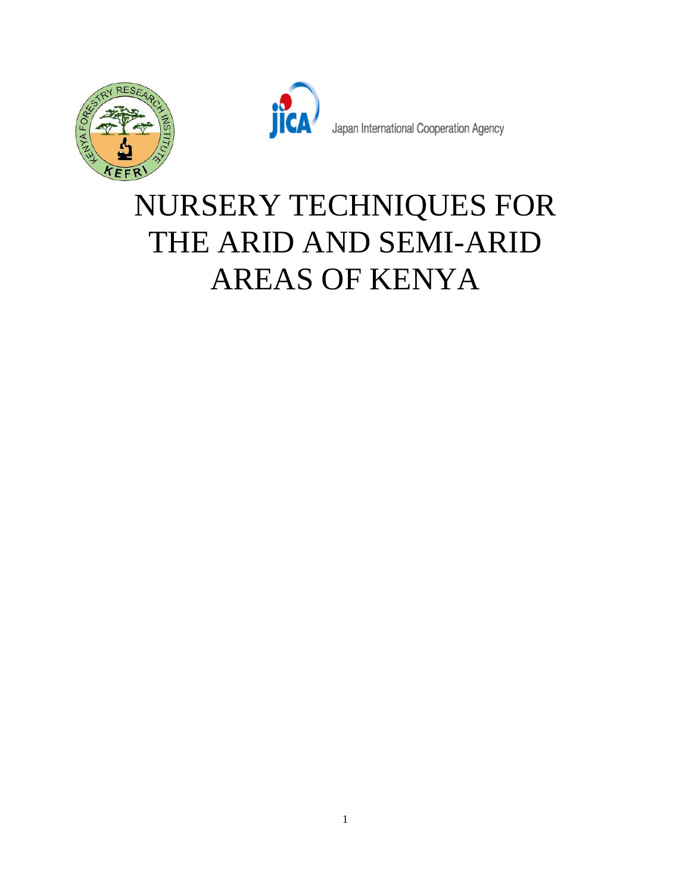Japan International Cooperation Agency

# NURSERY TECHNIQUES FOR THE ARID AND SEMI-ARID AREAS OF KENYA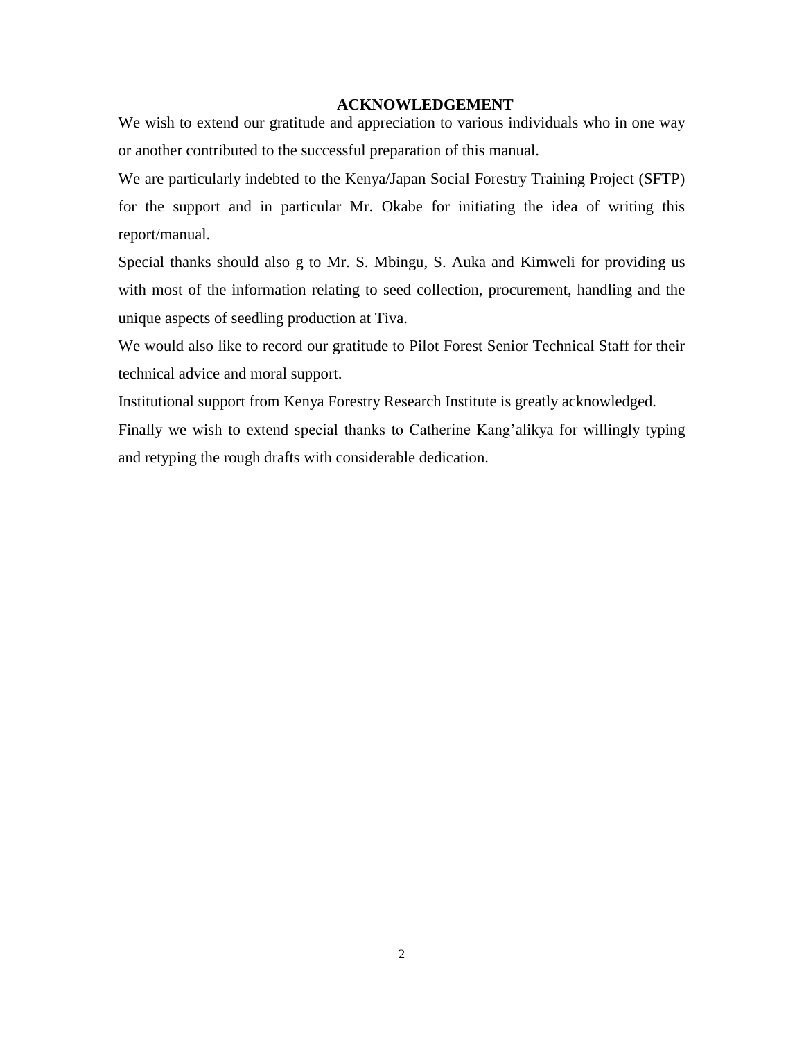# ACKNOWLEDGEMENT

We wish to extend our gratitude and appreciation to various individuals who in one way or another contributed to the successful preparation of this manual.

We are particularly indebted to the Kenya/Japan Social Forestry Training Project (SFTP) for the support and in particular Mr. Okabe for initiating the idea of writing this report/manual.

Special thanks should also g to Mr. S. Mbingu, S. Auka and Kimweli for providing us with most of the information relating to seed collection, procurement, handling and the unique aspects of seedling production at Tiva.

We would also like to record our gratitude to Pilot Forest Senior Technical Staff for their technical advice and moral support.

Institutional support from Kenya Forestry Research Institute is greatly acknowledged.

Finally we wish to extend special thanks to Catherine Kang'alikya for willingly typing and retyping the rough drafts with considerable dedication.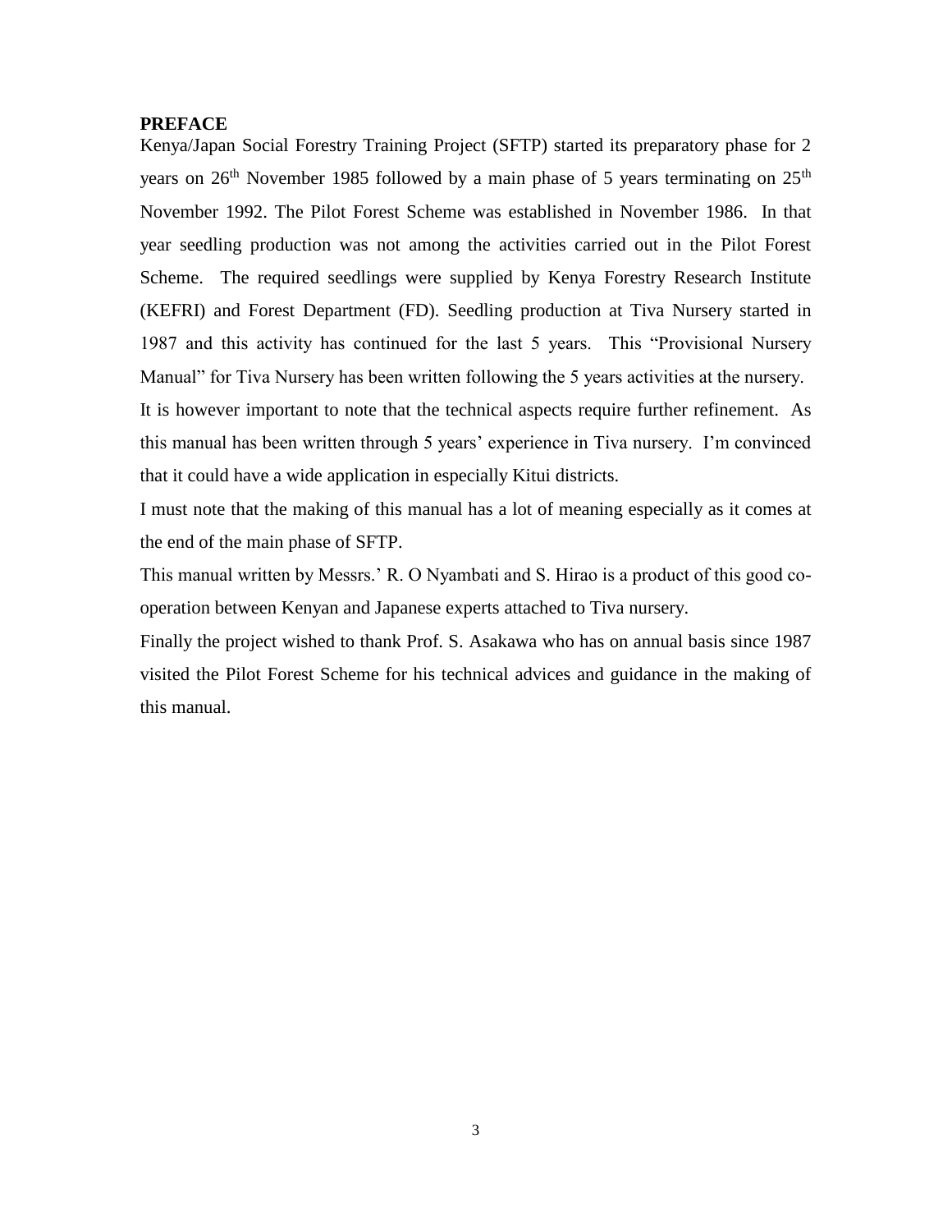**PREFACE**

Kenya/Japan Social Forestry Training Project (SFTP) started its preparatory phase for 2 years on 26th November 1985 followed by a main phase of 5 years terminating on 25th November 1992. The Pilot Forest Scheme was established in November 1986. In that year seedling production was not among the activities carried out in the Pilot Forest Scheme. The required seedlings were supplied by Kenya Forestry Research Institute (KEFRI) and Forest Department (FD). Seedling production at Tiva Nursery started in 1987 and this activity has continued for the last 5 years. This "Provisional Nursery Manual" for Tiva Nursery has been written following the 5 years activities at the nursery.

It is however important to note that the technical aspects require further refinement. As this manual has been written through 5 years' experience in Tiva nursery. I'm convinced that it could have a wide application in especially Kitui districts.

I must note that the making of this manual has a lot of meaning especially as it comes at the end of the main phase of SFTP.

This manual written by Messrs.' R. O Nyambati and S. Hirao is a product of this good co-operation between Kenyan and Japanese experts attached to Tiva nursery.

Finally the project wished to thank Prof. S. Asakawa who has on annual basis since 1987 visited the Pilot Forest Scheme for his technical advices and guidance in the making of this manual.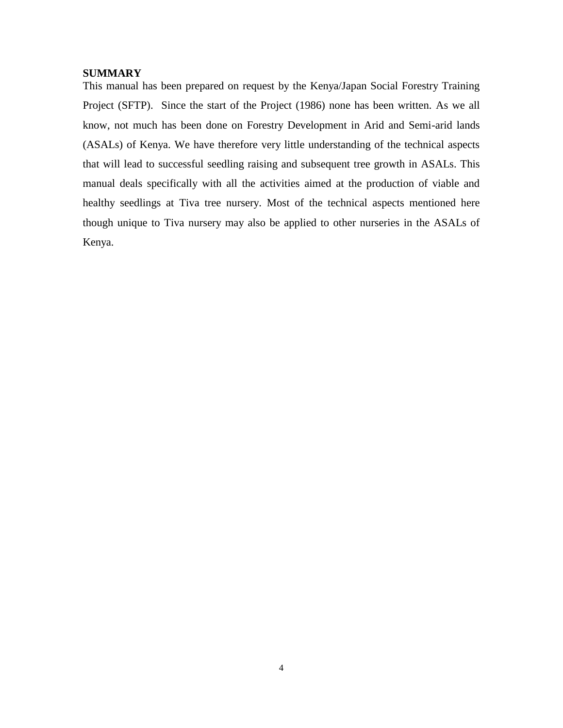## SUMMARY

This manual has been prepared on request by the Kenya/Japan Social Forestry Training Project (SFTP). Since the start of the Project (1986) none has been written. As we all know, not much has been done on Forestry Development in Arid and Semi-arid lands (ASALs) of Kenya. We have therefore very little understanding of the technical aspects that will lead to successful seedling raising and subsequent tree growth in ASALs. This manual deals specifically with all the activities aimed at the production of viable and healthy seedlings at Tiva tree nursery. Most of the technical aspects mentioned here though unique to Tiva nursery may also be applied to other nurseries in the ASALs of Kenya.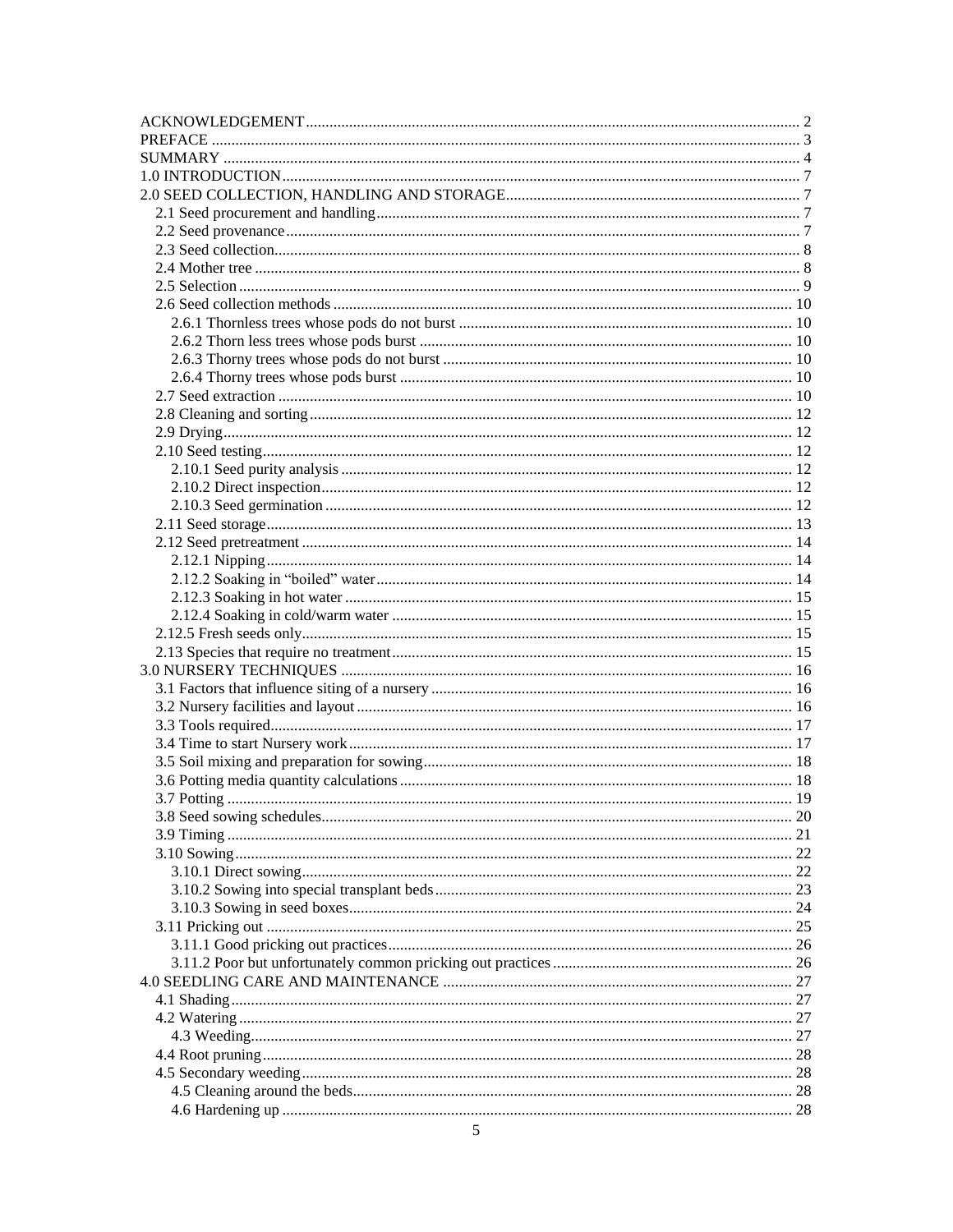ACKNOWLEDGEMENT .......... 2
PREFACE .......... 3
SUMMARY .......... 4
1.0 INTRODUCTION .......... 7
2.0 SEED COLLECTION, HANDLING AND STORAGE .......... 7
  2.1 Seed procurement and handling .......... 7
  2.2 Seed provenance .......... 7
  2.3 Seed collection .......... 8
  2.4 Mother tree .......... 8
  2.5 Selection .......... 9
  2.6 Seed collection methods .......... 10
    2.6.1 Thornless trees whose pods do not burst .......... 10
    2.6.2 Thorn less trees whose pods burst .......... 10
    2.6.3 Thorny trees whose pods do not burst .......... 10
    2.6.4 Thorny trees whose pods burst .......... 10
  2.7 Seed extraction .......... 10
  2.8 Cleaning and sorting .......... 12
  2.9 Drying .......... 12
  2.10 Seed testing .......... 12
    2.10.1 Seed purity analysis .......... 12
    2.10.2 Direct inspection .......... 12
    2.10.3 Seed germination .......... 12
  2.11 Seed storage .......... 13
  2.12 Seed pretreatment .......... 14
    2.12.1 Nipping .......... 14
    2.12.2 Soaking in "boiled" water .......... 14
    2.12.3 Soaking in hot water .......... 15
    2.12.4 Soaking in cold/warm water .......... 15
  2.12.5 Fresh seeds only .......... 15
  2.13 Species that require no treatment .......... 15
3.0 NURSERY TECHNIQUES .......... 16
  3.1 Factors that influence siting of a nursery .......... 16
  3.2 Nursery facilities and layout .......... 16
  3.3 Tools required .......... 17
  3.4 Time to start Nursery work .......... 17
  3.5 Soil mixing and preparation for sowing .......... 18
  3.6 Potting media quantity calculations .......... 18
  3.7 Potting .......... 19
  3.8 Seed sowing schedules .......... 20
  3.9 Timing .......... 21
  3.10 Sowing .......... 22
    3.10.1 Direct sowing .......... 22
    3.10.2 Sowing into special transplant beds .......... 23
    3.10.3 Sowing in seed boxes .......... 24
  3.11 Pricking out .......... 25
    3.11.1 Good pricking out practices .......... 26
    3.11.2 Poor but unfortunately common pricking out practices .......... 26
4.0 SEEDLING CARE AND MAINTENANCE .......... 27
  4.1 Shading .......... 27
  4.2 Watering .......... 27
    4.3 Weeding .......... 27
  4.4 Root pruning .......... 28
  4.5 Secondary weeding .......... 28
    4.5 Cleaning around the beds .......... 28
    4.6 Hardening up .......... 28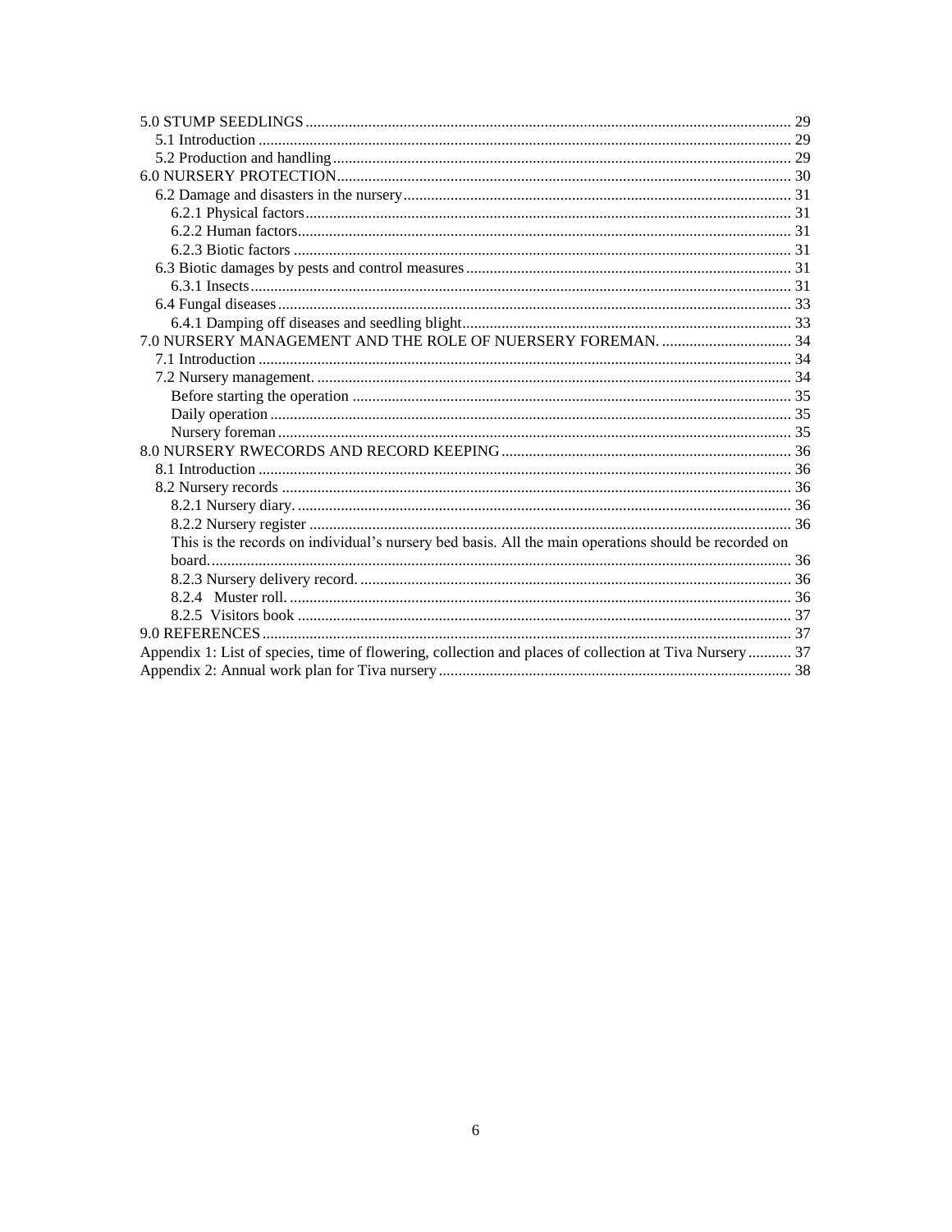5.0 STUMP SEEDLINGS ........................................................................................................................ 29
- 5.1 Introduction ..................................................................................................................... 29
- 5.2 Production and handling ................................................................................................... 29

6.0 NURSERY PROTECTION.................................................................................................... 30
- 6.2 Damage and disasters in the nursery ................................................................................. 31
  - 6.2.1 Physical factors .......................................................................................................... 31
  - 6.2.2 Human factors ............................................................................................................ 31
  - 6.2.3 Biotic factors .............................................................................................................. 31
- 6.3 Biotic damages by pests and control measures ................................................................. 31
  - 6.3.1 Insects ........................................................................................................................ 31
- 6.4 Fungal diseases ................................................................................................................. 33
  - 6.4.1 Damping off diseases and seedling blight .................................................................. 33

7.0 NURSERY MANAGEMENT AND THE ROLE OF NUERSERY FOREMAN. ................................ 34
- 7.1 Introduction ..................................................................................................................... 34
- 7.2 Nursery management. ....................................................................................................... 34
  - Before starting the operation .............................................................................................. 35
  - Daily operation ................................................................................................................... 35
  - Nursery foreman ................................................................................................................. 35

8.0 NURSERY RWECORDS AND RECORD KEEPING ........................................................................ 36
- 8.1 Introduction ..................................................................................................................... 36
- 8.2 Nursery records ................................................................................................................ 36
  - 8.2.1 Nursery diary. ............................................................................................................ 36
  - 8.2.2 Nursery register .......................................................................................................... 36
  - This is the records on individual's nursery bed basis. All the main operations should be recorded on board. .................................................................................................................................. 36
  - 8.2.3 Nursery delivery record. ............................................................................................ 36
  - 8.2.4 Muster roll. ................................................................................................................ 36
  - 8.2.5 Visitors book .............................................................................................................. 37

9.0 REFERENCES ..................................................................................................................... 37

Appendix 1: List of species, time of flowering, collection and places of collection at Tiva Nursery ........... 37

Appendix 2: Annual work plan for Tiva nursery ......................................................................................... 38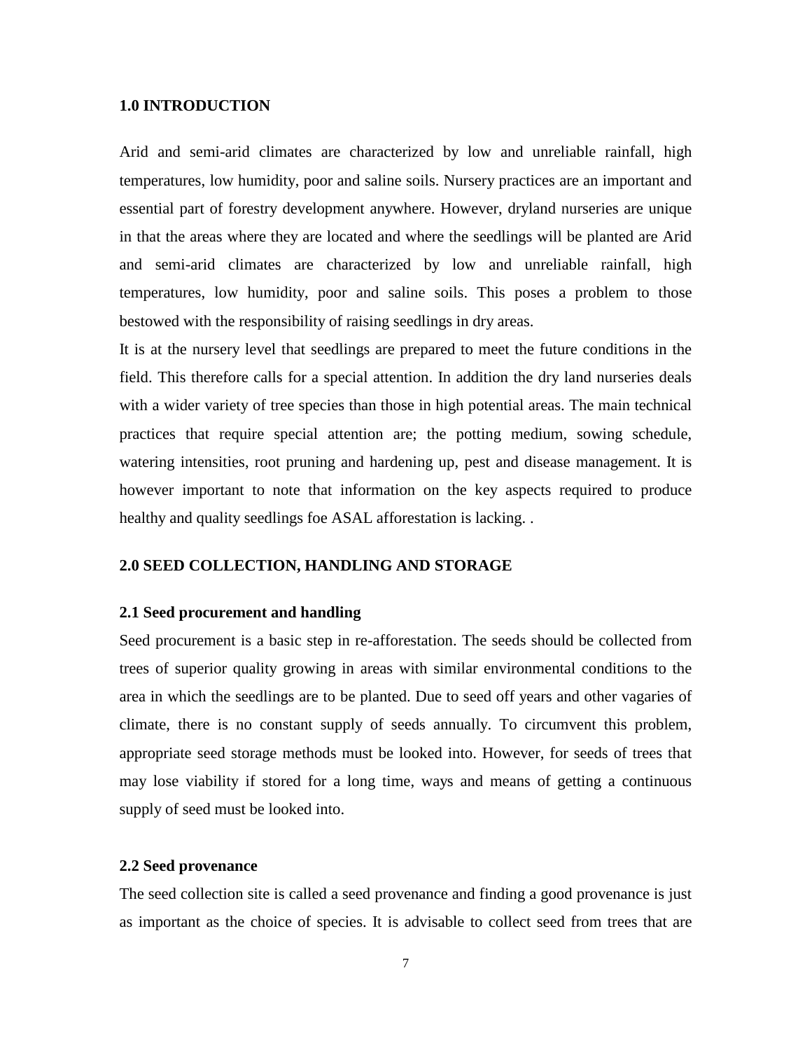## 1.0 INTRODUCTION

Arid and semi-arid climates are characterized by low and unreliable rainfall, high temperatures, low humidity, poor and saline soils. Nursery practices are an important and essential part of forestry development anywhere. However, dryland nurseries are unique in that the areas where they are located and where the seedlings will be planted are Arid and semi-arid climates are characterized by low and unreliable rainfall, high temperatures, low humidity, poor and saline soils. This poses a problem to those bestowed with the responsibility of raising seedlings in dry areas.

It is at the nursery level that seedlings are prepared to meet the future conditions in the field. This therefore calls for a special attention. In addition the dry land nurseries deals with a wider variety of tree species than those in high potential areas. The main technical practices that require special attention are; the potting medium, sowing schedule, watering intensities, root pruning and hardening up, pest and disease management. It is however important to note that information on the key aspects required to produce healthy and quality seedlings foe ASAL afforestation is lacking. .

## 2.0 SEED COLLECTION, HANDLING AND STORAGE

### 2.1 Seed procurement and handling

Seed procurement is a basic step in re-afforestation. The seeds should be collected from trees of superior quality growing in areas with similar environmental conditions to the area in which the seedlings are to be planted. Due to seed off years and other vagaries of climate, there is no constant supply of seeds annually. To circumvent this problem, appropriate seed storage methods must be looked into. However, for seeds of trees that may lose viability if stored for a long time, ways and means of getting a continuous supply of seed must be looked into.

### 2.2 Seed provenance

The seed collection site is called a seed provenance and finding a good provenance is just as important as the choice of species. It is advisable to collect seed from trees that are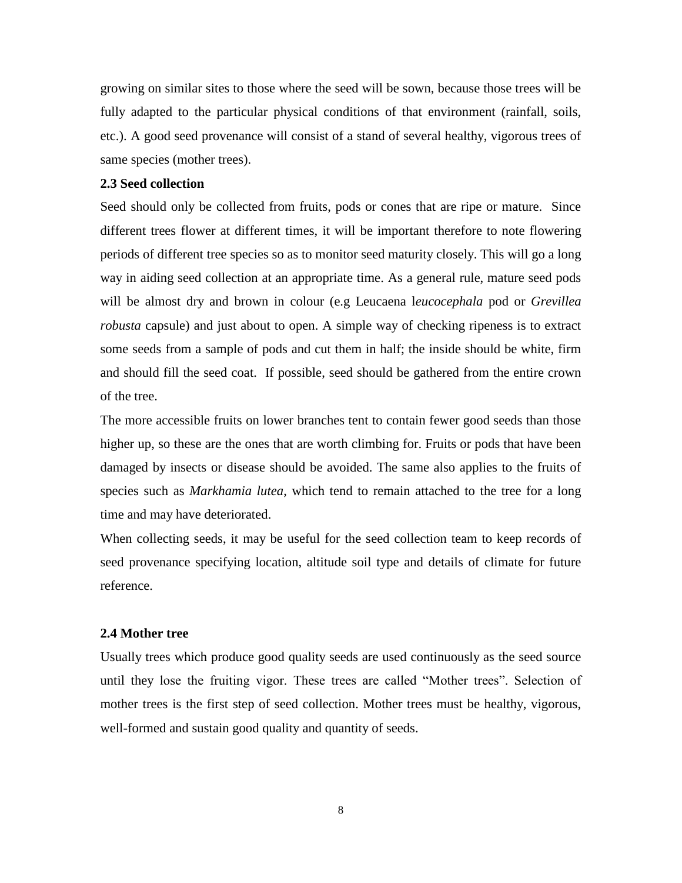growing on similar sites to those where the seed will be sown, because those trees will be fully adapted to the particular physical conditions of that environment (rainfall, soils, etc.). A good seed provenance will consist of a stand of several healthy, vigorous trees of same species (mother trees).

**2.3 Seed collection**

Seed should only be collected from fruits, pods or cones that are ripe or mature. Since different trees flower at different times, it will be important therefore to note flowering periods of different tree species so as to monitor seed maturity closely. This will go a long way in aiding seed collection at an appropriate time. As a general rule, mature seed pods will be almost dry and brown in colour (e.g Leucaena l*eucocephala* pod or *Grevillea robusta* capsule) and just about to open. A simple way of checking ripeness is to extract some seeds from a sample of pods and cut them in half; the inside should be white, firm and should fill the seed coat. If possible, seed should be gathered from the entire crown of the tree.

The more accessible fruits on lower branches tent to contain fewer good seeds than those higher up, so these are the ones that are worth climbing for. Fruits or pods that have been damaged by insects or disease should be avoided. The same also applies to the fruits of species such as *Markhamia lutea*, which tend to remain attached to the tree for a long time and may have deteriorated.

When collecting seeds, it may be useful for the seed collection team to keep records of seed provenance specifying location, altitude soil type and details of climate for future reference.

**2.4 Mother tree**

Usually trees which produce good quality seeds are used continuously as the seed source until they lose the fruiting vigor. These trees are called "Mother trees". Selection of mother trees is the first step of seed collection. Mother trees must be healthy, vigorous, well-formed and sustain good quality and quantity of seeds.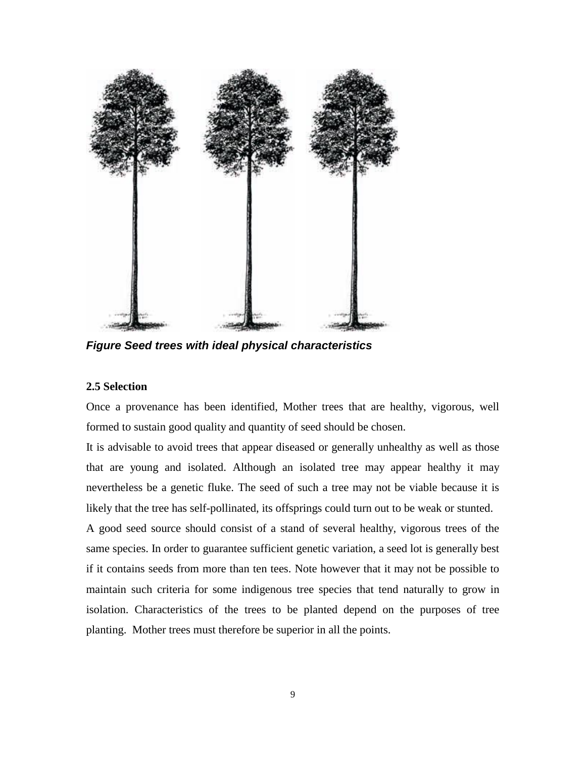*Figure Seed trees with ideal physical characteristics*

**2.5 Selection**

Once a provenance has been identified, Mother trees that are healthy, vigorous, well formed to sustain good quality and quantity of seed should be chosen.

It is advisable to avoid trees that appear diseased or generally unhealthy as well as those that are young and isolated. Although an isolated tree may appear healthy it may nevertheless be a genetic fluke. The seed of such a tree may not be viable because it is likely that the tree has self-pollinated, its offsprings could turn out to be weak or stunted.

A good seed source should consist of a stand of several healthy, vigorous trees of the same species. In order to guarantee sufficient genetic variation, a seed lot is generally best if it contains seeds from more than ten tees. Note however that it may not be possible to maintain such criteria for some indigenous tree species that tend naturally to grow in isolation. Characteristics of the trees to be planted depend on the purposes of tree planting. Mother trees must therefore be superior in all the points.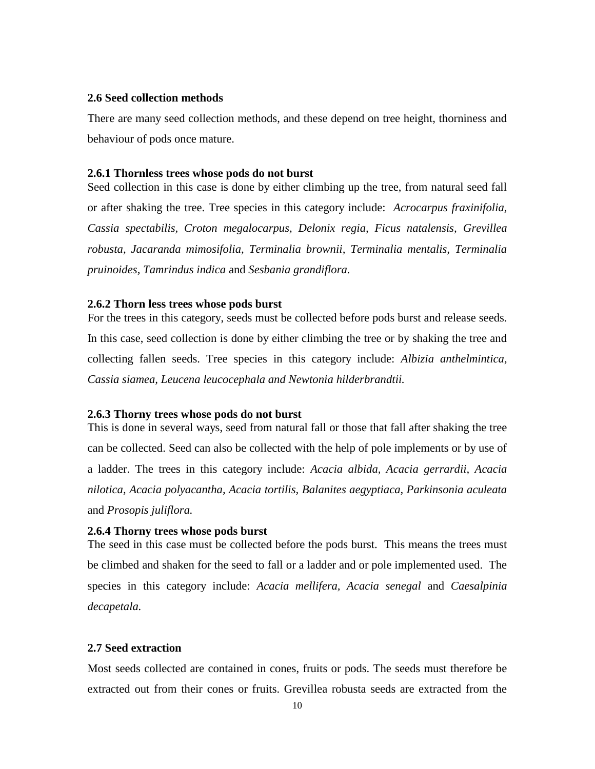### 2.6 Seed collection methods

There are many seed collection methods, and these depend on tree height, thorniness and behaviour of pods once mature.

#### 2.6.1 Thornless trees whose pods do not burst

Seed collection in this case is done by either climbing up the tree, from natural seed fall or after shaking the tree. Tree species in this category include: *Acrocarpus fraxinifolia, Cassia spectabilis, Croton megalocarpus, Delonix regia, Ficus natalensis, Grevillea robusta, Jacaranda mimosifolia, Terminalia brownii, Terminalia mentalis, Terminalia pruinoides, Tamrindus indica* and *Sesbania grandiflora.*

#### 2.6.2 Thorn less trees whose pods burst

For the trees in this category, seeds must be collected before pods burst and release seeds. In this case, seed collection is done by either climbing the tree or by shaking the tree and collecting fallen seeds. Tree species in this category include: *Albizia anthelmintica, Cassia siamea, Leucena leucocephala and Newtonia hilderbrandtii.*

#### 2.6.3 Thorny trees whose pods do not burst

This is done in several ways, seed from natural fall or those that fall after shaking the tree can be collected. Seed can also be collected with the help of pole implements or by use of a ladder. The trees in this category include: *Acacia albida, Acacia gerrardii, Acacia nilotica, Acacia polyacantha, Acacia tortilis, Balanites aegyptiaca, Parkinsonia aculeata* and *Prosopis juliflora.*

#### 2.6.4 Thorny trees whose pods burst

The seed in this case must be collected before the pods burst. This means the trees must be climbed and shaken for the seed to fall or a ladder and or pole implemented used. The species in this category include: *Acacia mellifera, Acacia senegal* and *Caesalpinia decapetala.*

### 2.7 Seed extraction

Most seeds collected are contained in cones, fruits or pods. The seeds must therefore be extracted out from their cones or fruits. Grevillea robusta seeds are extracted from the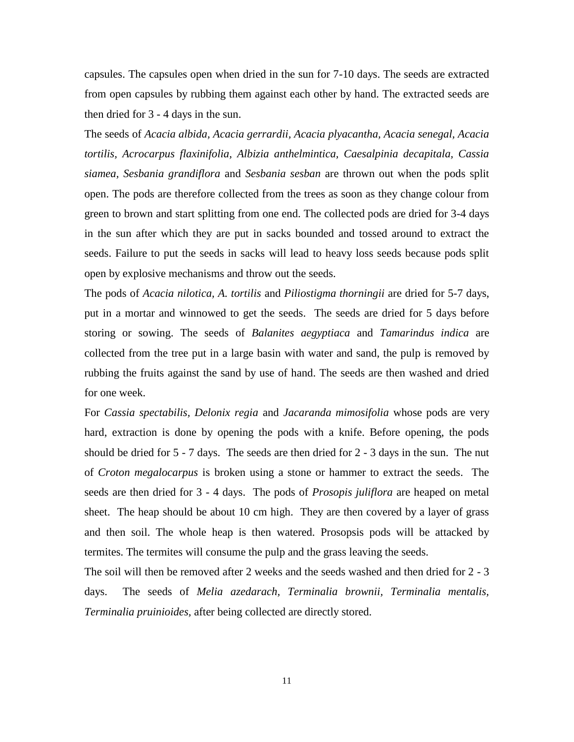capsules. The capsules open when dried in the sun for 7-10 days. The seeds are extracted from open capsules by rubbing them against each other by hand. The extracted seeds are then dried for 3 - 4 days in the sun.

The seeds of *Acacia albida*, *Acacia gerrardii, Acacia plyacantha, Acacia senegal*, *Acacia tortilis, Acrocarpus flaxinifolia*, *Albizia anthelmintica, Caesalpinia decapitala, Cassia siamea, Sesbania grandiflora* and *Sesbania sesban* are thrown out when the pods split open. The pods are therefore collected from the trees as soon as they change colour from green to brown and start splitting from one end. The collected pods are dried for 3-4 days in the sun after which they are put in sacks bounded and tossed around to extract the seeds. Failure to put the seeds in sacks will lead to heavy loss seeds because pods split open by explosive mechanisms and throw out the seeds.

The pods of *Acacia nilotica, A. tortilis* and *Piliostigma thorningii* are dried for 5-7 days, put in a mortar and winnowed to get the seeds. The seeds are dried for 5 days before storing or sowing. The seeds of *Balanites aegyptiaca* and *Tamarindus indica* are collected from the tree put in a large basin with water and sand, the pulp is removed by rubbing the fruits against the sand by use of hand. The seeds are then washed and dried for one week.

For *Cassia spectabilis, Delonix regia* and *Jacaranda mimosifolia* whose pods are very hard, extraction is done by opening the pods with a knife. Before opening, the pods should be dried for 5 - 7 days. The seeds are then dried for 2 - 3 days in the sun. The nut of *Croton megalocarpus* is broken using a stone or hammer to extract the seeds. The seeds are then dried for 3 - 4 days. The pods of *Prosopis juliflora* are heaped on metal sheet. The heap should be about 10 cm high. They are then covered by a layer of grass and then soil. The whole heap is then watered. Prosopsis pods will be attacked by termites. The termites will consume the pulp and the grass leaving the seeds.

The soil will then be removed after 2 weeks and the seeds washed and then dried for 2 - 3 days. The seeds of *Melia azedarach, Terminalia brownii, Terminalia mentalis, Terminalia pruinioides,* after being collected are directly stored.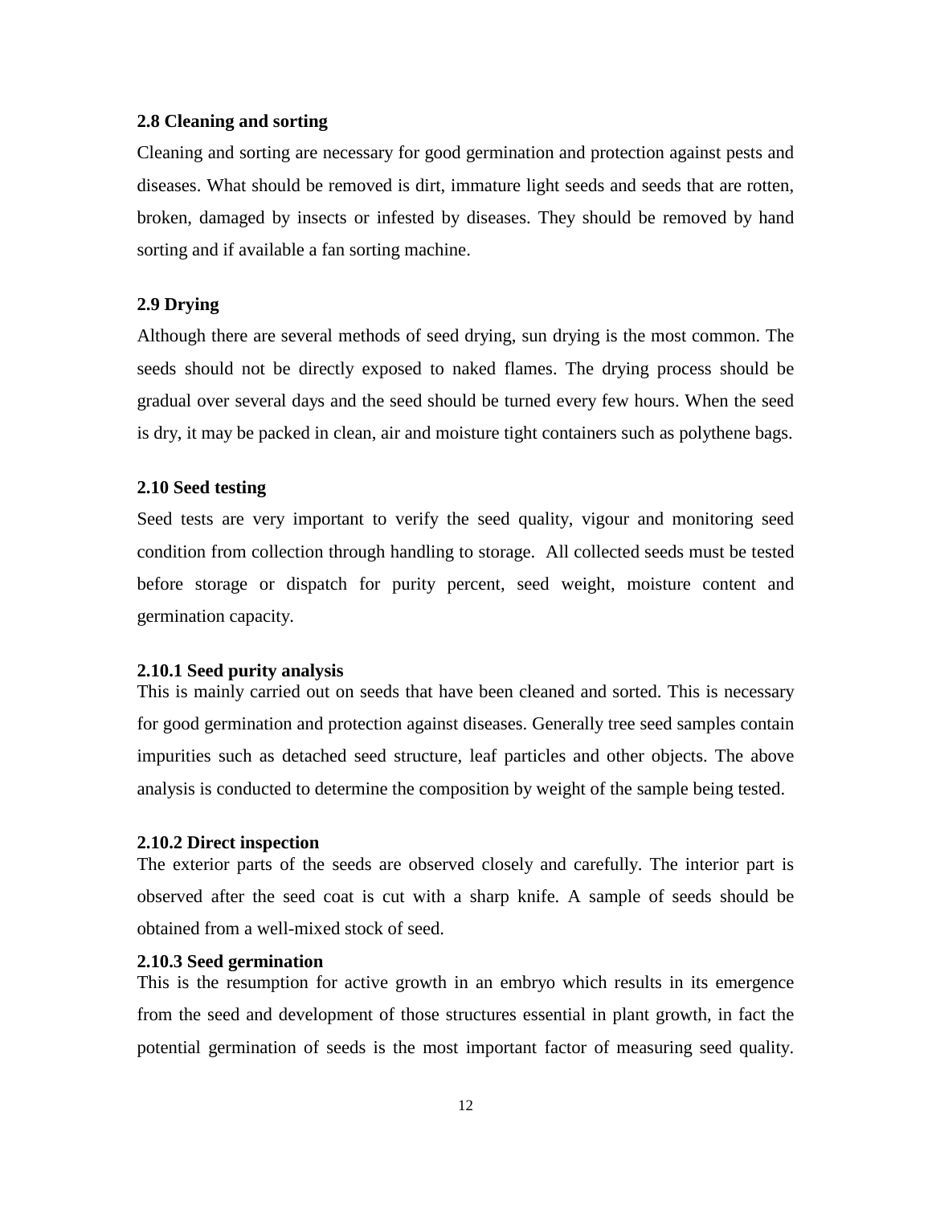### 2.8 Cleaning and sorting

Cleaning and sorting are necessary for good germination and protection against pests and diseases. What should be removed is dirt, immature light seeds and seeds that are rotten, broken, damaged by insects or infested by diseases. They should be removed by hand sorting and if available a fan sorting machine.

### 2.9 Drying

Although there are several methods of seed drying, sun drying is the most common. The seeds should not be directly exposed to naked flames. The drying process should be gradual over several days and the seed should be turned every few hours. When the seed is dry, it may be packed in clean, air and moisture tight containers such as polythene bags.

### 2.10 Seed testing

Seed tests are very important to verify the seed quality, vigour and monitoring seed condition from collection through handling to storage. All collected seeds must be tested before storage or dispatch for purity percent, seed weight, moisture content and germination capacity.

#### 2.10.1 Seed purity analysis

This is mainly carried out on seeds that have been cleaned and sorted. This is necessary for good germination and protection against diseases. Generally tree seed samples contain impurities such as detached seed structure, leaf particles and other objects. The above analysis is conducted to determine the composition by weight of the sample being tested.

#### 2.10.2 Direct inspection

The exterior parts of the seeds are observed closely and carefully. The interior part is observed after the seed coat is cut with a sharp knife. A sample of seeds should be obtained from a well-mixed stock of seed.

#### 2.10.3 Seed germination

This is the resumption for active growth in an embryo which results in its emergence from the seed and development of those structures essential in plant growth, in fact the potential germination of seeds is the most important factor of measuring seed quality.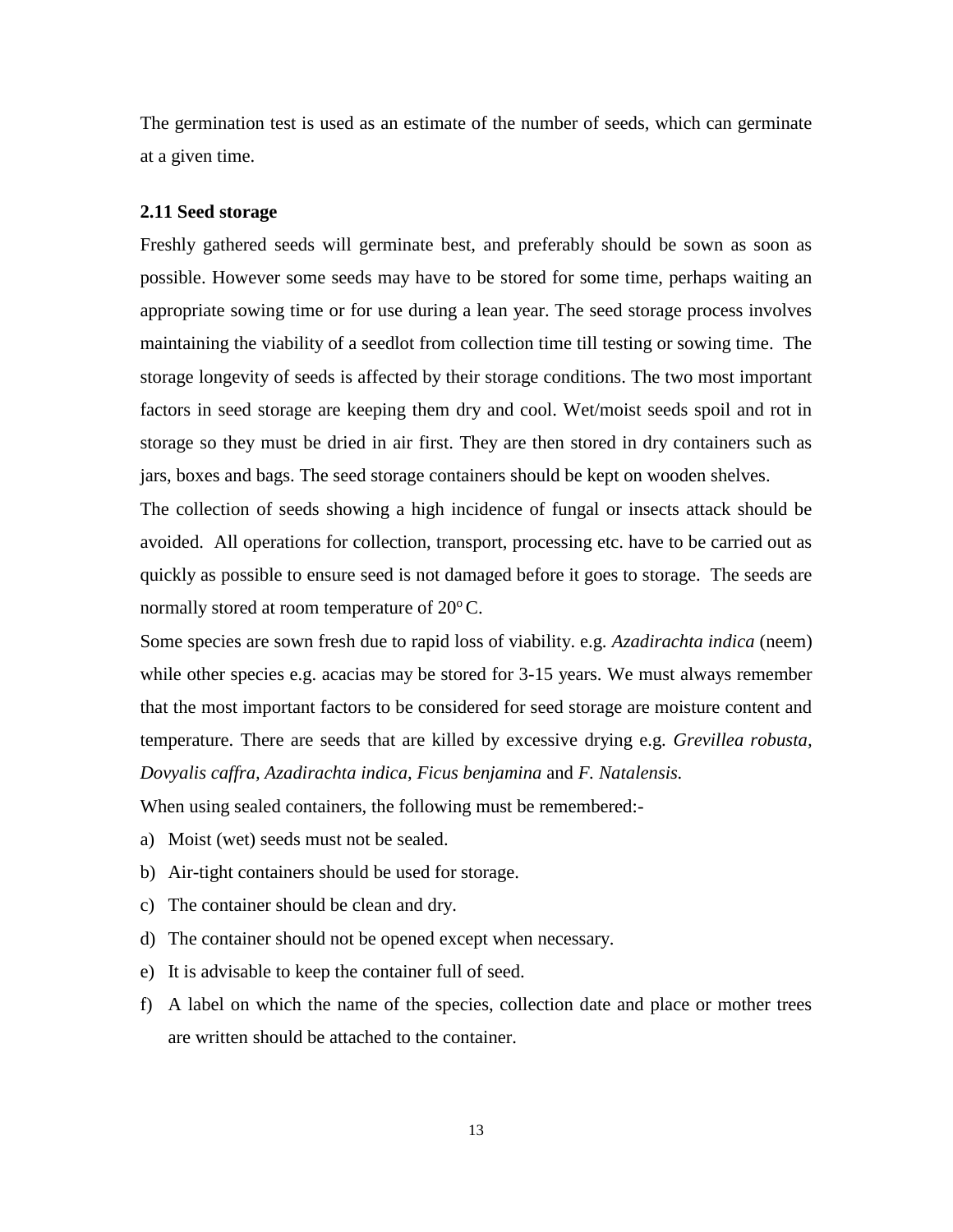The germination test is used as an estimate of the number of seeds, which can germinate at a given time.

### 2.11 Seed storage

Freshly gathered seeds will germinate best, and preferably should be sown as soon as possible. However some seeds may have to be stored for some time, perhaps waiting an appropriate sowing time or for use during a lean year. The seed storage process involves maintaining the viability of a seedlot from collection time till testing or sowing time. The storage longevity of seeds is affected by their storage conditions. The two most important factors in seed storage are keeping them dry and cool. Wet/moist seeds spoil and rot in storage so they must be dried in air first. They are then stored in dry containers such as jars, boxes and bags. The seed storage containers should be kept on wooden shelves.

The collection of seeds showing a high incidence of fungal or insects attack should be avoided. All operations for collection, transport, processing etc. have to be carried out as quickly as possible to ensure seed is not damaged before it goes to storage. The seeds are normally stored at room temperature of $20^{o}$ C.

Some species are sown fresh due to rapid loss of viability. e.g. *Azadirachta indica* (neem) while other species e.g. acacias may be stored for 3-15 years. We must always remember that the most important factors to be considered for seed storage are moisture content and temperature. There are seeds that are killed by excessive drying e.g. *Grevillea robusta, Dovyalis caffra, Azadirachta indica, Ficus benjamina* and *F. Natalensis.*

When using sealed containers, the following must be remembered:-

a) Moist (wet) seeds must not be sealed.
b) Air-tight containers should be used for storage.
c) The container should be clean and dry.
d) The container should not be opened except when necessary.
e) It is advisable to keep the container full of seed.
f) A label on which the name of the species, collection date and place or mother trees are written should be attached to the container.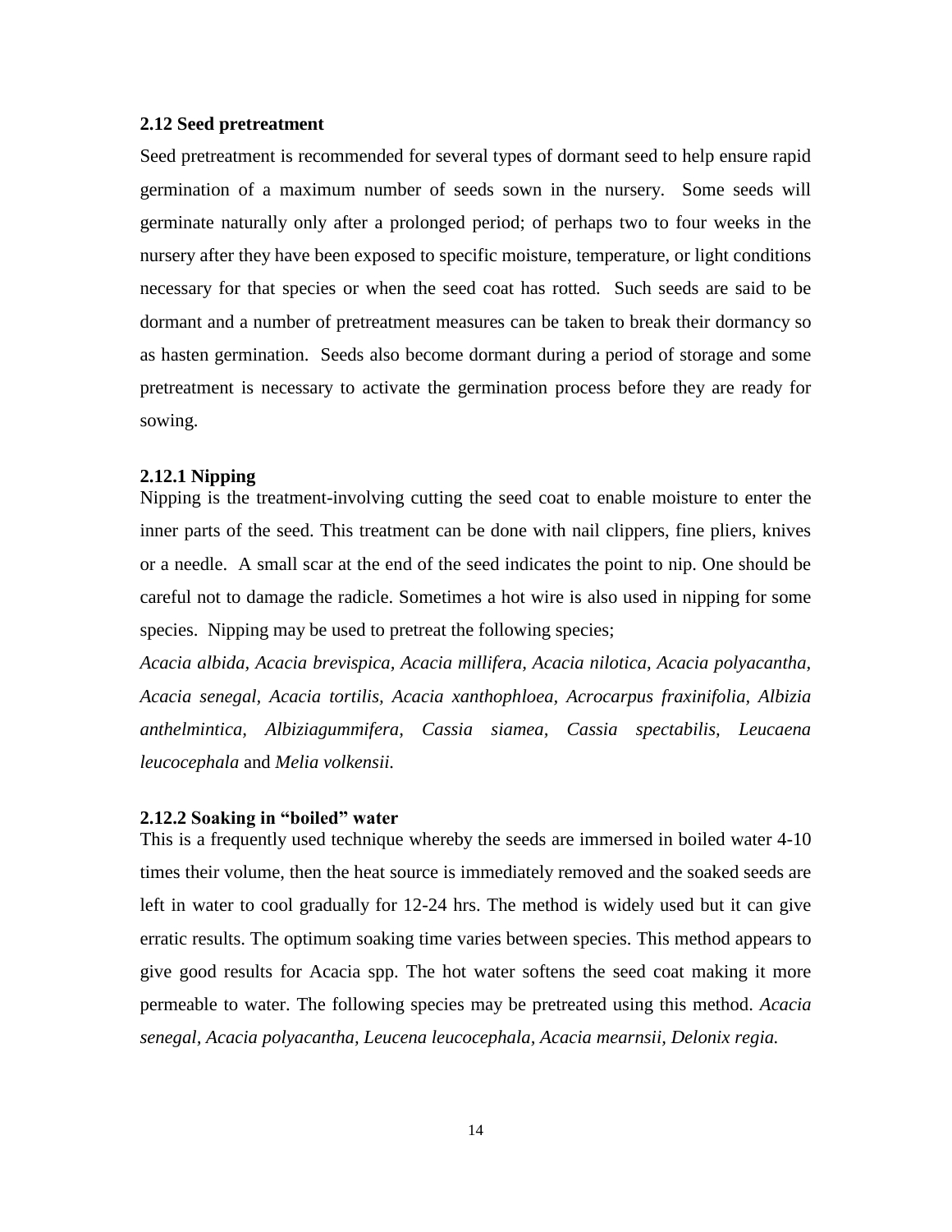### 2.12 Seed pretreatment

Seed pretreatment is recommended for several types of dormant seed to help ensure rapid germination of a maximum number of seeds sown in the nursery. Some seeds will germinate naturally only after a prolonged period; of perhaps two to four weeks in the nursery after they have been exposed to specific moisture, temperature, or light conditions necessary for that species or when the seed coat has rotted. Such seeds are said to be dormant and a number of pretreatment measures can be taken to break their dormancy so as hasten germination. Seeds also become dormant during a period of storage and some pretreatment is necessary to activate the germination process before they are ready for sowing.

#### 2.12.1 Nipping

Nipping is the treatment-involving cutting the seed coat to enable moisture to enter the inner parts of the seed. This treatment can be done with nail clippers, fine pliers, knives or a needle. A small scar at the end of the seed indicates the point to nip. One should be careful not to damage the radicle. Sometimes a hot wire is also used in nipping for some species. Nipping may be used to pretreat the following species;

*Acacia albida, Acacia brevispica, Acacia millifera, Acacia nilotica, Acacia polyacantha, Acacia senegal, Acacia tortilis, Acacia xanthophloea, Acrocarpus fraxinifolia, Albizia anthelmintica, Albiziagummifera, Cassia siamea, Cassia spectabilis, Leucaena leucocephala* and *Melia volkensii.*

#### 2.12.2 Soaking in "boiled" water

This is a frequently used technique whereby the seeds are immersed in boiled water 4-10 times their volume, then the heat source is immediately removed and the soaked seeds are left in water to cool gradually for 12-24 hrs. The method is widely used but it can give erratic results. The optimum soaking time varies between species. This method appears to give good results for Acacia spp. The hot water softens the seed coat making it more permeable to water. The following species may be pretreated using this method. *Acacia senegal, Acacia polyacantha, Leucena leucocephala, Acacia mearnsii, Delonix regia.*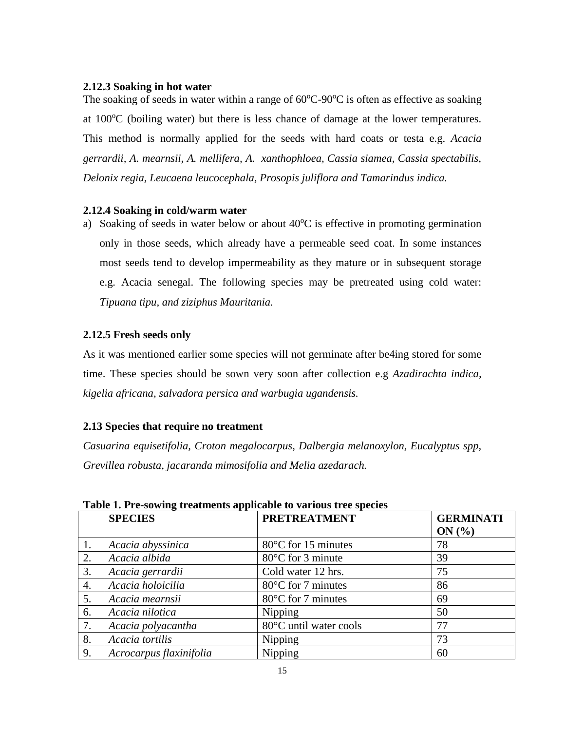### 2.12.3 Soaking in hot water

The soaking of seeds in water within a range of 60°C-90°C is often as effective as soaking at 100°C (boiling water) but there is less chance of damage at the lower temperatures. This method is normally applied for the seeds with hard coats or testa e.g. *Acacia gerrardii, A. mearnsii, A. mellifera, A. xanthophloea, Cassia siamea, Cassia spectabilis, Delonix regia, Leucaena leucocephala, Prosopis juliflora and Tamarindus indica.*

### 2.12.4 Soaking in cold/warm water

a) Soaking of seeds in water below or about 40°C is effective in promoting germination only in those seeds, which already have a permeable seed coat. In some instances most seeds tend to develop impermeability as they mature or in subsequent storage e.g. Acacia senegal. The following species may be pretreated using cold water: *Tipuana tipu, and ziziphus Mauritania.*

### 2.12.5 Fresh seeds only

As it was mentioned earlier some species will not germinate after be4ing stored for some time. These species should be sown very soon after collection e.g *Azadirachta indica, kigelia africana, salvadora persica and warbugia ugandensis.*

## 2.13 Species that require no treatment

*Casuarina equisetifolia, Croton megalocarpus, Dalbergia melanoxylon, Eucalyptus spp, Grevillea robusta, jacaranda mimosifolia and Melia azedarach.*

**Table 1. Pre-sowing treatments applicable to various tree species**

| | SPECIES | PRETREATMENT | GERMINATION (%) |
|---|---|---|---|
| 1. | *Acacia abyssinica* | 80°C for 15 minutes | 78 |
| 2. | *Acacia albida* | 80°C for 3 minute | 39 |
| 3. | *Acacia gerrardii* | Cold water 12 hrs. | 75 |
| 4. | *Acacia holoicilia* | 80°C for 7 minutes | 86 |
| 5. | *Acacia mearnsii* | 80°C for 7 minutes | 69 |
| 6. | *Acacia nilotica* | Nipping | 50 |
| 7. | *Acacia polyacantha* | 80°C until water cools | 77 |
| 8. | *Acacia tortilis* | Nipping | 73 |
| 9. | *Acrocarpus flaxinifolia* | Nipping | 60 |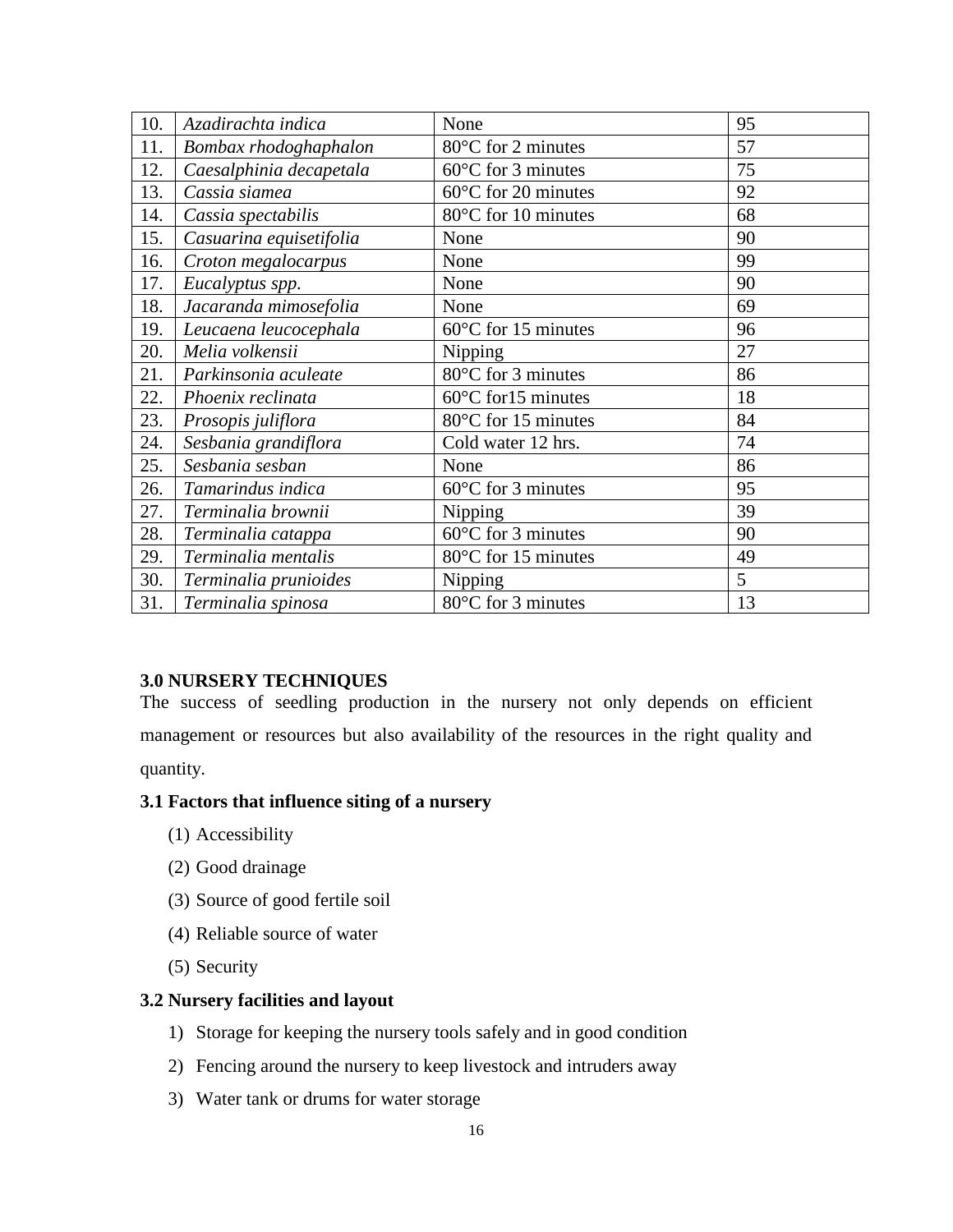| 10. | *Azadirachta indica* | None | 95 |
|---|---|---|---|
| 11. | *Bombax rhodoghaphalon* | 80°C for 2 minutes | 57 |
| 12. | *Caesalphinia decapetala* | 60°C for 3 minutes | 75 |
| 13. | *Cassia siamea* | 60°C for 20 minutes | 92 |
| 14. | *Cassia spectabilis* | 80°C for 10 minutes | 68 |
| 15. | *Casuarina equisetifolia* | None | 90 |
| 16. | *Croton megalocarpus* | None | 99 |
| 17. | *Eucalyptus spp.* | None | 90 |
| 18. | *Jacaranda mimosefolia* | None | 69 |
| 19. | *Leucaena leucocephala* | 60°C for 15 minutes | 96 |
| 20. | *Melia volkensii* | Nipping | 27 |
| 21. | *Parkinsonia aculeate* | 80°C for 3 minutes | 86 |
| 22. | *Phoenix reclinata* | 60°C for15 minutes | 18 |
| 23. | *Prosopis juliflora* | 80°C for 15 minutes | 84 |
| 24. | *Sesbania grandiflora* | Cold water 12 hrs. | 74 |
| 25. | *Sesbania sesban* | None | 86 |
| 26. | *Tamarindus indica* | 60°C for 3 minutes | 95 |
| 27. | *Terminalia brownii* | Nipping | 39 |
| 28. | *Terminalia catappa* | 60°C for 3 minutes | 90 |
| 29. | *Terminalia mentalis* | 80°C for 15 minutes | 49 |
| 30. | *Terminalia prunioides* | Nipping | 5 |
| 31. | *Terminalia spinosa* | 80°C for 3 minutes | 13 |

## 3.0 NURSERY TECHNIQUES

The success of seedling production in the nursery not only depends on efficient management or resources but also availability of the resources in the right quality and quantity.

### 3.1 Factors that influence siting of a nursery

(1) Accessibility

(2) Good drainage

(3) Source of good fertile soil

(4) Reliable source of water

(5) Security

### 3.2 Nursery facilities and layout

1) Storage for keeping the nursery tools safely and in good condition
2) Fencing around the nursery to keep livestock and intruders away
3) Water tank or drums for water storage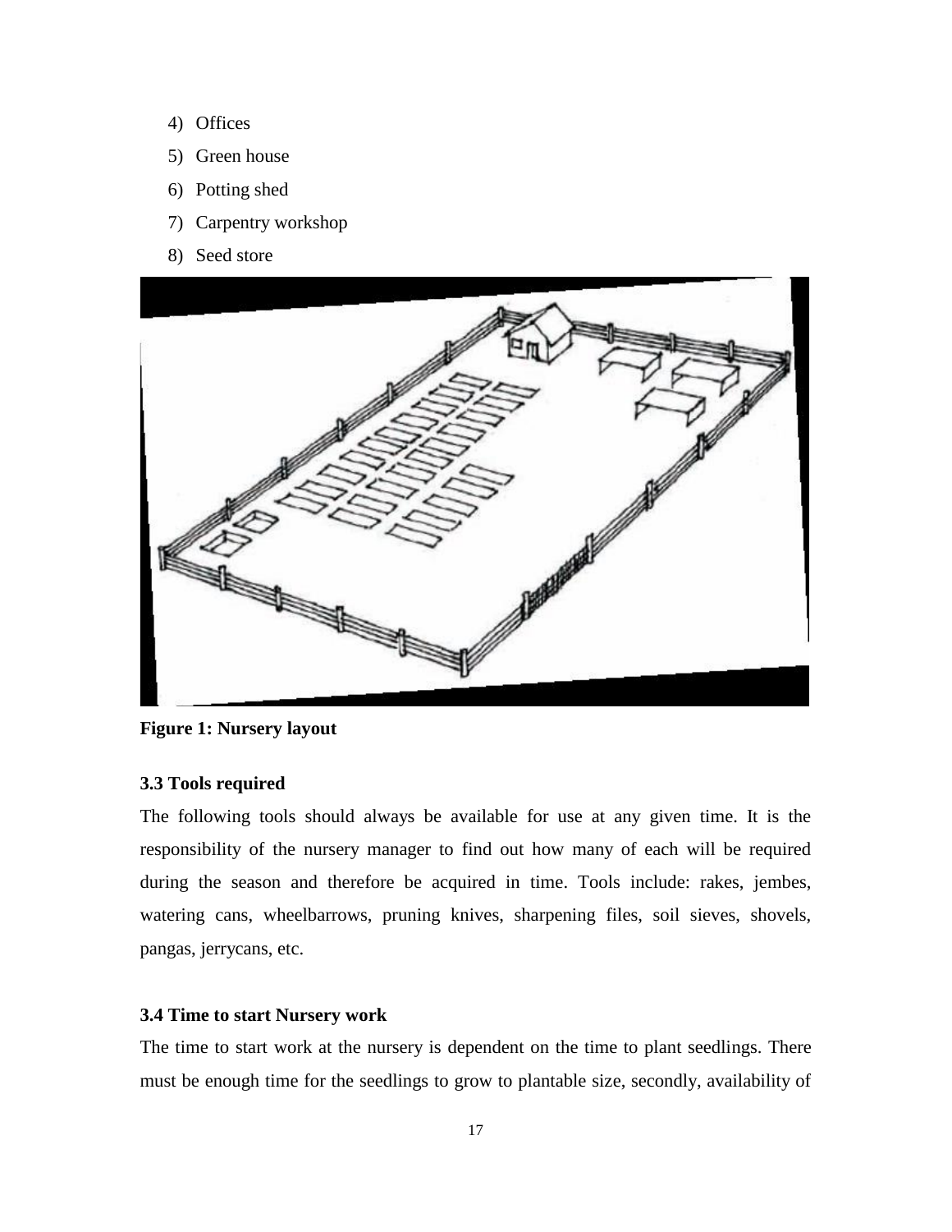4) Offices
5) Green house
6) Potting shed
7) Carpentry workshop
8) Seed store

**Figure 1: Nursery layout**

### 3.3 Tools required

The following tools should always be available for use at any given time. It is the responsibility of the nursery manager to find out how many of each will be required during the season and therefore be acquired in time. Tools include: rakes, jembes, watering cans, wheelbarrows, pruning knives, sharpening files, soil sieves, shovels, pangas, jerrycans, etc.

### 3.4 Time to start Nursery work

The time to start work at the nursery is dependent on the time to plant seedlings. There must be enough time for the seedlings to grow to plantable size, secondly, availability of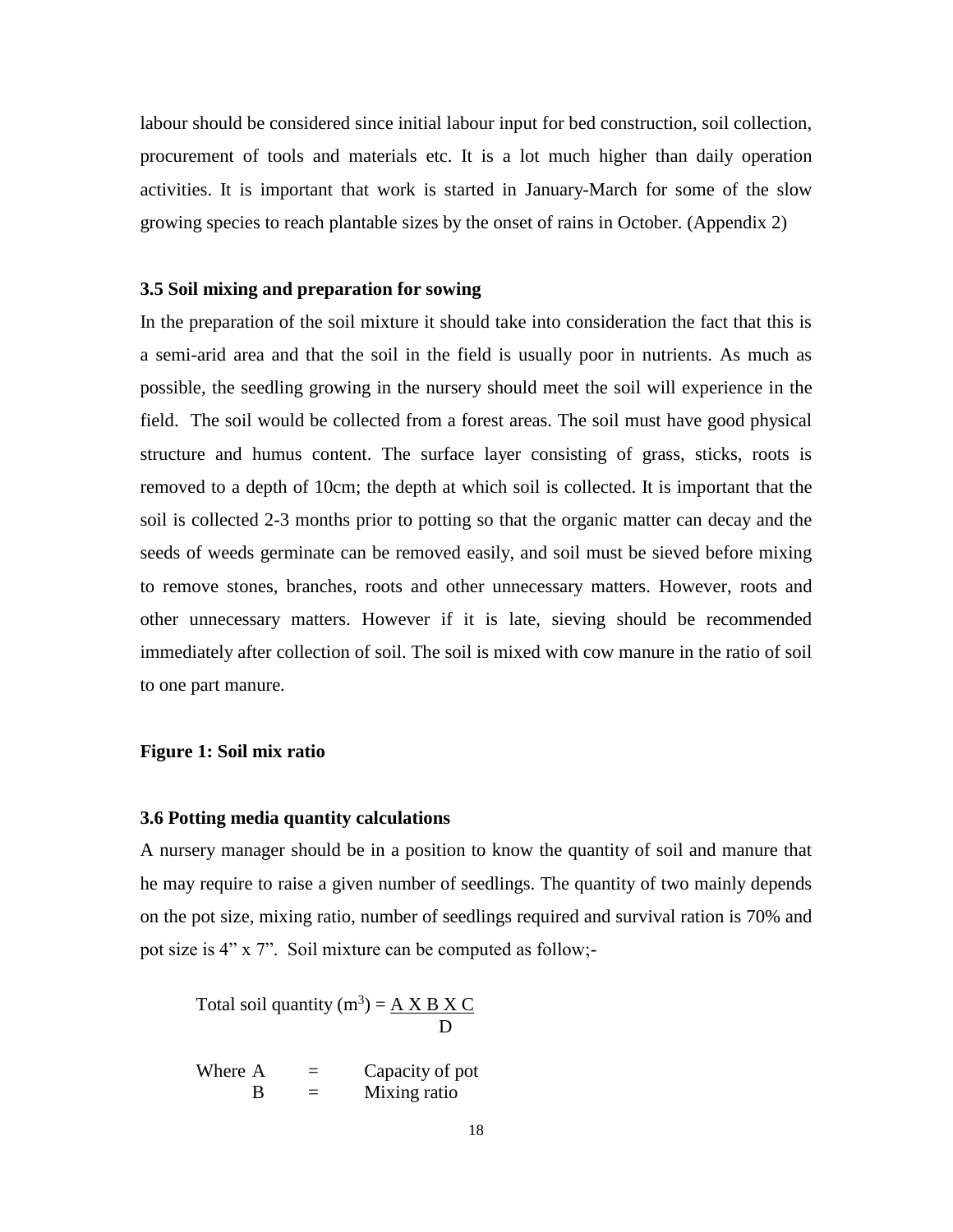labour should be considered since initial labour input for bed construction, soil collection, procurement of tools and materials etc. It is a lot much higher than daily operation activities. It is important that work is started in January-March for some of the slow growing species to reach plantable sizes by the onset of rains in October. (Appendix 2)

### 3.5 Soil mixing and preparation for sowing

In the preparation of the soil mixture it should take into consideration the fact that this is a semi-arid area and that the soil in the field is usually poor in nutrients. As much as possible, the seedling growing in the nursery should meet the soil will experience in the field. The soil would be collected from a forest areas. The soil must have good physical structure and humus content. The surface layer consisting of grass, sticks, roots is removed to a depth of 10cm; the depth at which soil is collected. It is important that the soil is collected 2-3 months prior to potting so that the organic matter can decay and the seeds of weeds germinate can be removed easily, and soil must be sieved before mixing to remove stones, branches, roots and other unnecessary matters. However, roots and other unnecessary matters. However if it is late, sieving should be recommended immediately after collection of soil. The soil is mixed with cow manure in the ratio of soil to one part manure.

**Figure 1: Soil mix ratio**

### 3.6 Potting media quantity calculations

A nursery manager should be in a position to know the quantity of soil and manure that he may require to raise a given number of seedlings. The quantity of two mainly depends on the pot size, mixing ratio, number of seedlings required and survival ration is 70% and pot size is 4” x 7”. Soil mixture can be computed as follow;-

$$\text{Total soil quantity } (m^3) = \frac{A \text{ X } B \text{ X } C}{D}$$

Where A = Capacity of pot

B = Mixing ratio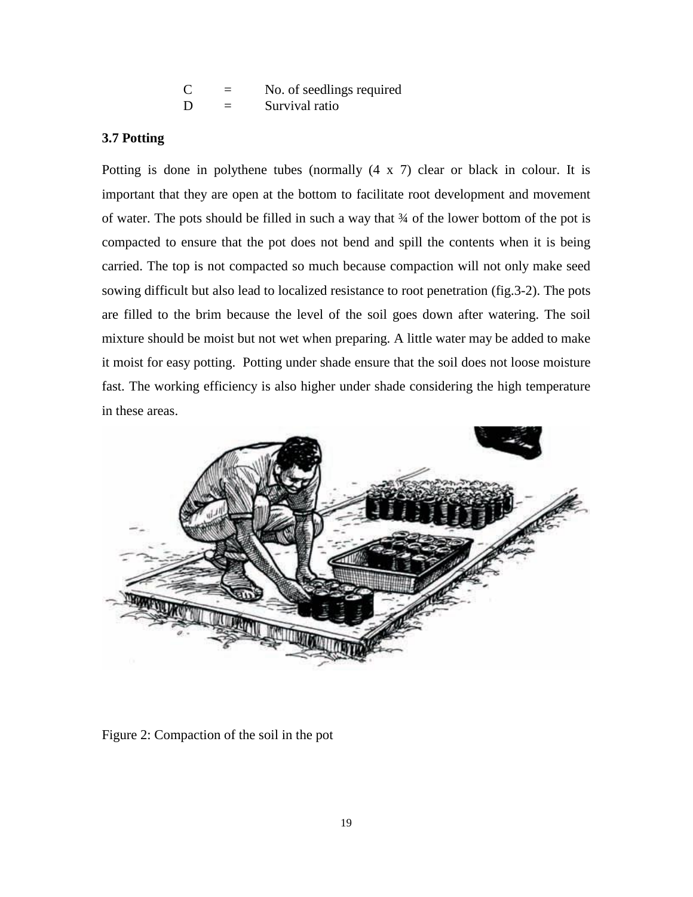| | | |
|---|---|---|
| C | = | No. of seedlings required |
| D | = | Survival ratio |

### 3.7 Potting

Potting is done in polythene tubes (normally (4 x 7) clear or black in colour. It is important that they are open at the bottom to facilitate root development and movement of water. The pots should be filled in such a way that ¾ of the lower bottom of the pot is compacted to ensure that the pot does not bend and spill the contents when it is being carried. The top is not compacted so much because compaction will not only make seed sowing difficult but also lead to localized resistance to root penetration (fig.3-2). The pots are filled to the brim because the level of the soil goes down after watering. The soil mixture should be moist but not wet when preparing. A little water may be added to make it moist for easy potting. Potting under shade ensure that the soil does not loose moisture fast. The working efficiency is also higher under shade considering the high temperature in these areas.

Figure 2: Compaction of the soil in the pot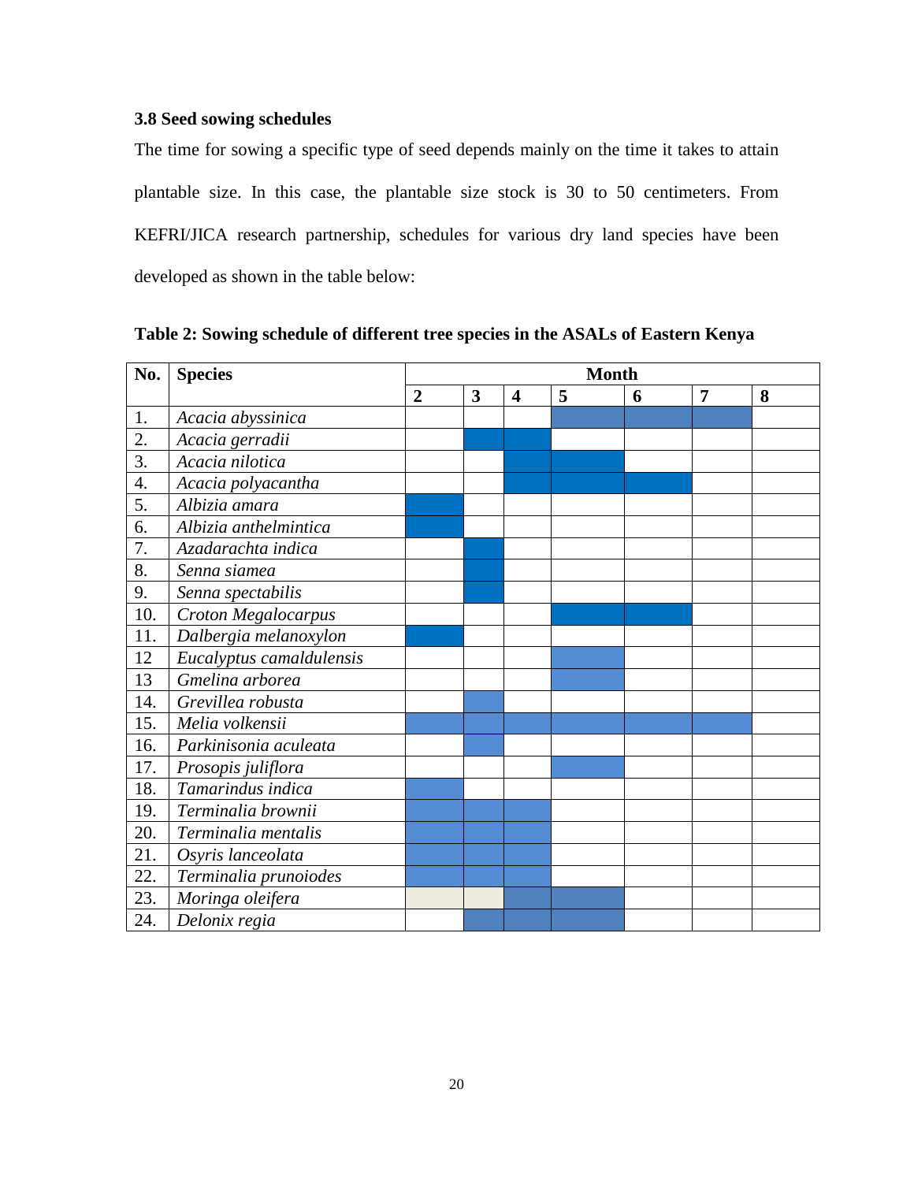### 3.8 Seed sowing schedules

The time for sowing a specific type of seed depends mainly on the time it takes to attain plantable size. In this case, the plantable size stock is 30 to 50 centimeters. From KEFRI/JICA research partnership, schedules for various dry land species have been developed as shown in the table below:

**Table 2: Sowing schedule of different tree species in the ASALs of Eastern Kenya**

| No. | Species | Month | | | | | | |
|---|---|---|---|---|---|---|---|---|
| | | **2** | **3** | **4** | **5** | **6** | **7** | **8** |
| 1. | *Acacia abyssinica* | | | | ■ | ■ | ■ | |
| 2. | *Acacia gerradii* | | ■ | ■ | | | | |
| 3. | *Acacia nilotica* | | | ■ | ■ | | | |
| 4. | *Acacia polyacantha* | | | ■ | ■ | ■ | | |
| 5. | *Albizia amara* | ■ | | | | | | |
| 6. | *Albizia anthelmintica* | ■ | | | | | | |
| 7. | *Azadarachta indica* | | ■ | | | | | |
| 8. | *Senna siamea* | | ■ | | | | | |
| 9. | *Senna spectabilis* | | ■ | | | | | |
| 10. | *Croton Megalocarpus* | | | | ■ | ■ | | |
| 11. | *Dalbergia melanoxylon* | ■ | | | | | | |
| 12 | *Eucalyptus camaldulensis* | | | | ■ | | | |
| 13 | *Gmelina arborea* | | | | ■ | | | |
| 14. | *Grevillea robusta* | | ■ | | | | | |
| 15. | *Melia volkensii* | ■ | ■ | ■ | ■ | ■ | ■ | |
| 16. | *Parkinisonia aculeata* | | ■ | | | | | |
| 17. | *Prosopis juliflora* | | | | ■ | | | |
| 18. | *Tamarindus indica* | ■ | | | | | | |
| 19. | *Terminalia brownii* | ■ | ■ | ■ | | | | |
| 20. | *Terminalia mentalis* | ■ | ■ | ■ | | | | |
| 21. | *Osyris lanceolata* | ■ | ■ | ■ | | | | |
| 22. | *Terminalia prunoiodes* | ■ | ■ | ■ | | | | |
| 23. | *Moringa oleifera* | | | ■ | ■ | | | |
| 24. | *Delonix regia* | | ■ | ■ | ■ | | | |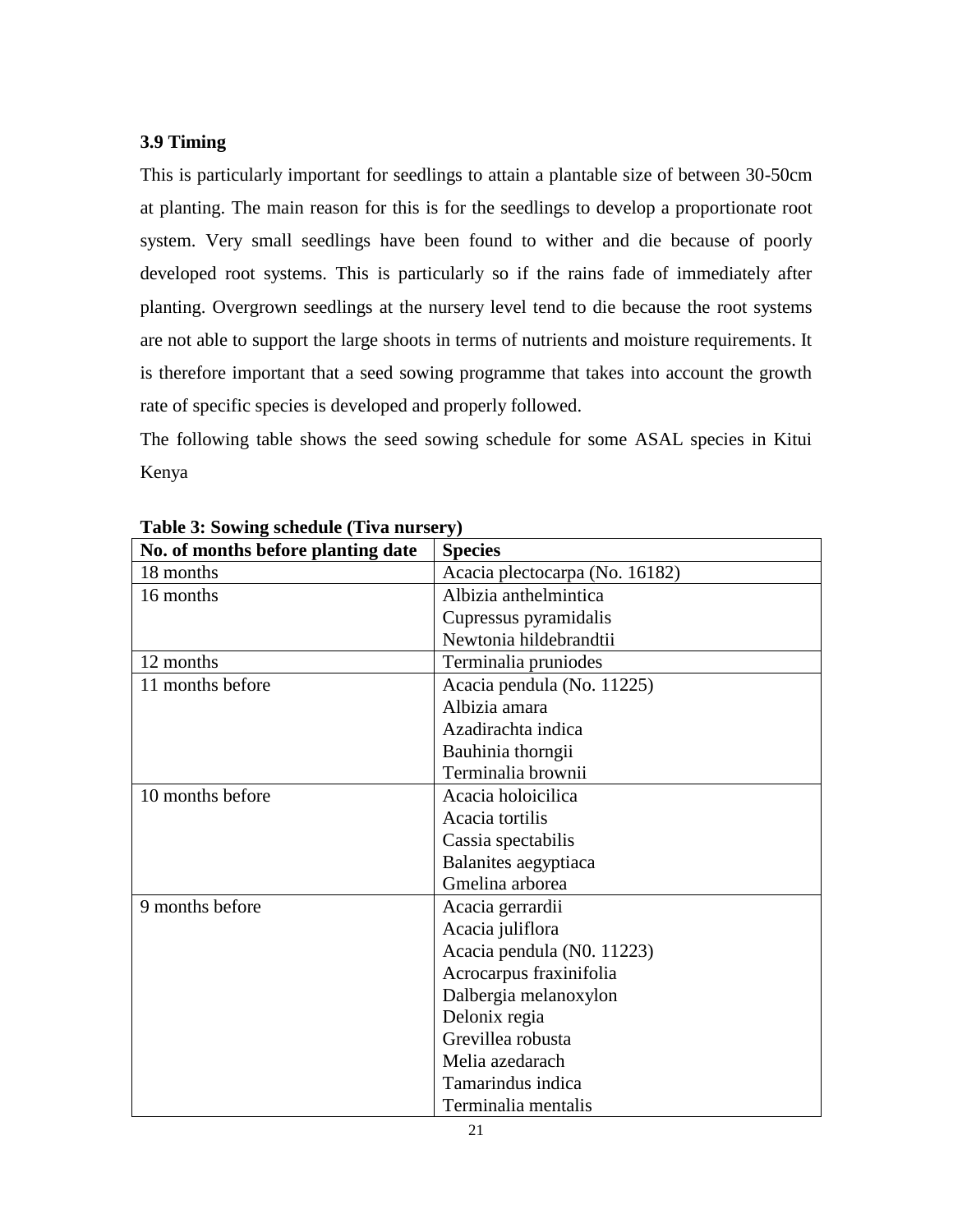### 3.9 Timing

This is particularly important for seedlings to attain a plantable size of between 30-50cm at planting. The main reason for this is for the seedlings to develop a proportionate root system. Very small seedlings have been found to wither and die because of poorly developed root systems. This is particularly so if the rains fade of immediately after planting. Overgrown seedlings at the nursery level tend to die because the root systems are not able to support the large shoots in terms of nutrients and moisture requirements. It is therefore important that a seed sowing programme that takes into account the growth rate of specific species is developed and properly followed.

The following table shows the seed sowing schedule for some ASAL species in Kitui Kenya

**Table 3: Sowing schedule (Tiva nursery)**

| No. of months before planting date | Species |
|---|---|
| 18 months | Acacia plectocarpa (No. 16182) |
| 16 months | Albizia anthelmintica<br>Cupressus pyramidalis<br>Newtonia hildebrandtii |
| 12 months | Terminalia pruniodes |
| 11 months before | Acacia pendula (No. 11225)<br>Albizia amara<br>Azadirachta indica<br>Bauhinia thorngii<br>Terminalia brownii |
| 10 months before | Acacia holoicilica<br>Acacia tortilis<br>Cassia spectabilis<br>Balanites aegyptiaca<br>Gmelina arborea |
| 9 months before | Acacia gerrardii<br>Acacia juliflora<br>Acacia pendula (N0. 11223)<br>Acrocarpus fraxinifolia<br>Dalbergia melanoxylon<br>Delonix regia<br>Grevillea robusta<br>Melia azedarach<br>Tamarindus indica<br>Terminalia mentalis |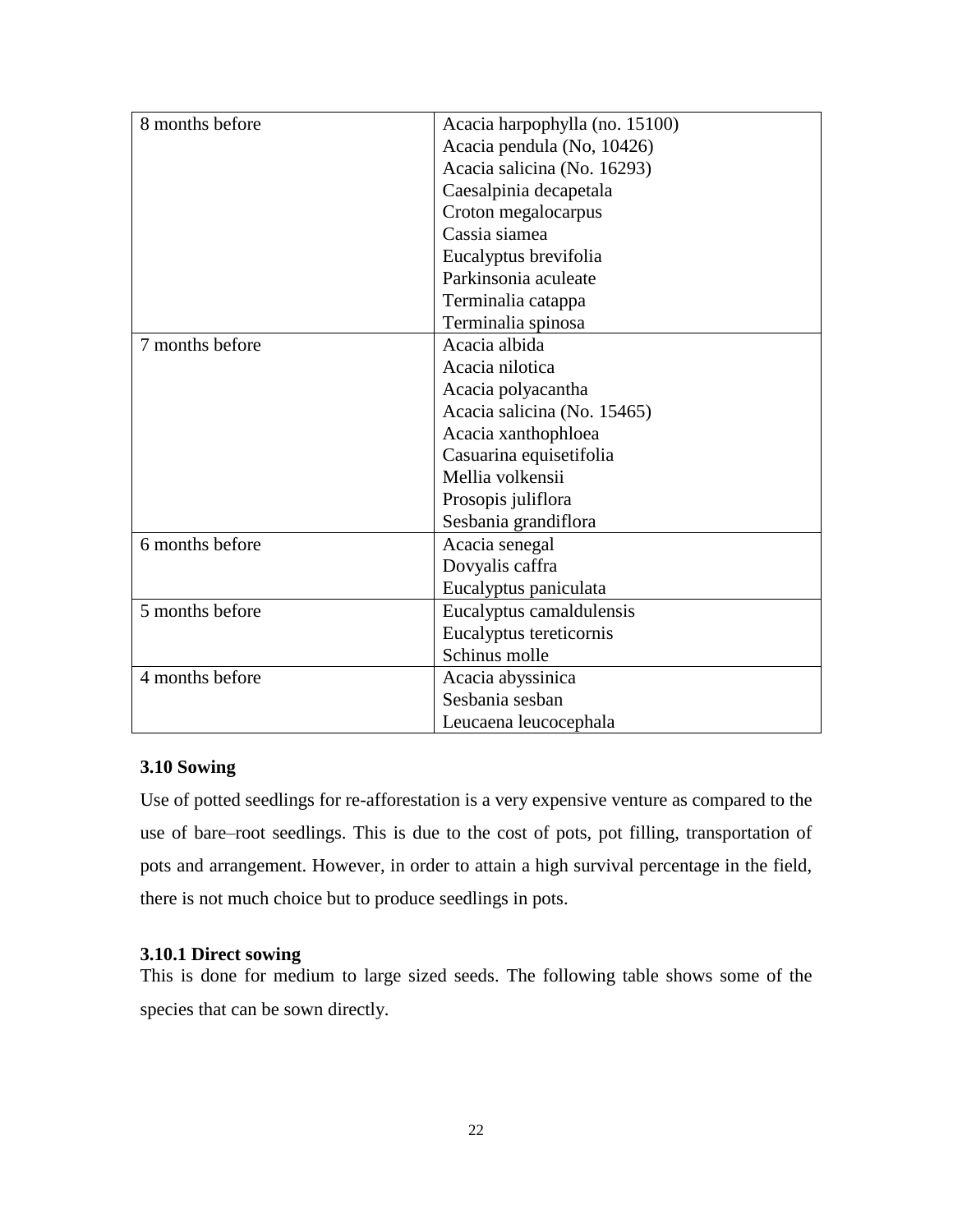| | |
|---|---|
| 8 months before | Acacia harpophylla (no. 15100)<br>Acacia pendula (No, 10426)<br>Acacia salicina (No. 16293)<br>Caesalpinia decapetala<br>Croton megalocarpus<br>Cassia siamea<br>Eucalyptus brevifolia<br>Parkinsonia aculeate<br>Terminalia catappa<br>Terminalia spinosa |
| 7 months before | Acacia albida<br>Acacia nilotica<br>Acacia polyacantha<br>Acacia salicina (No. 15465)<br>Acacia xanthophloea<br>Casuarina equisetifolia<br>Mellia volkensii<br>Prosopis juliflora<br>Sesbania grandiflora |
| 6 months before | Acacia senegal<br>Dovyalis caffra<br>Eucalyptus paniculata |
| 5 months before | Eucalyptus camaldulensis<br>Eucalyptus tereticornis<br>Schinus molle |
| 4 months before | Acacia abyssinica<br>Sesbania sesban<br>Leucaena leucocephala |

### 3.10 Sowing

Use of potted seedlings for re-afforestation is a very expensive venture as compared to the use of bare–root seedlings. This is due to the cost of pots, pot filling, transportation of pots and arrangement. However, in order to attain a high survival percentage in the field, there is not much choice but to produce seedlings in pots.

#### 3.10.1 Direct sowing

This is done for medium to large sized seeds. The following table shows some of the species that can be sown directly.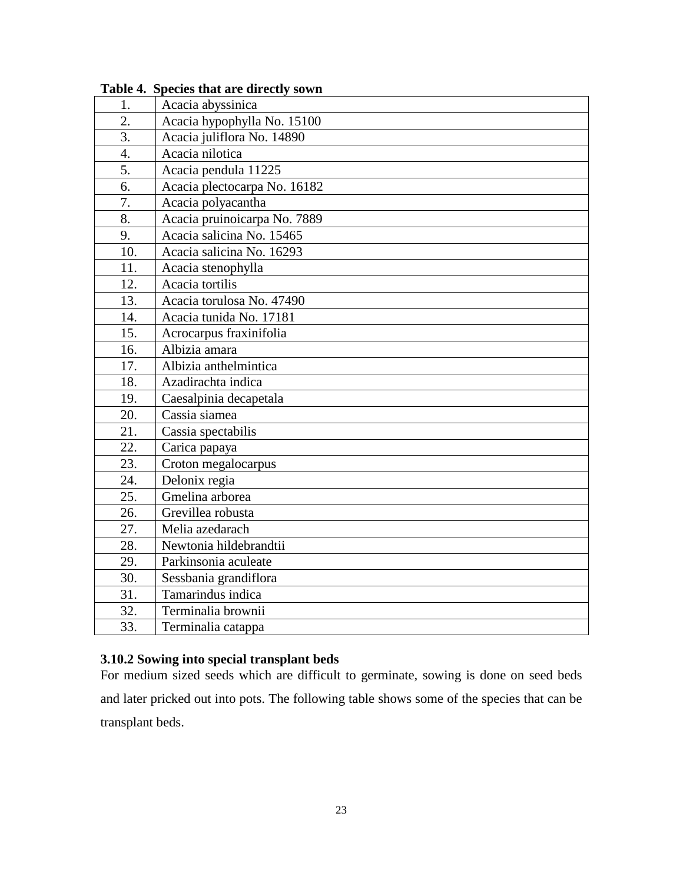**Table 4. Species that are directly sown**

| | |
|---|---|
| 1. | Acacia abyssinica |
| 2. | Acacia hypophylla No. 15100 |
| 3. | Acacia juliflora No. 14890 |
| 4. | Acacia nilotica |
| 5. | Acacia pendula 11225 |
| 6. | Acacia plectocarpa No. 16182 |
| 7. | Acacia polyacantha |
| 8. | Acacia pruinoicarpa No. 7889 |
| 9. | Acacia salicina No. 15465 |
| 10. | Acacia salicina No. 16293 |
| 11. | Acacia stenophylla |
| 12. | Acacia tortilis |
| 13. | Acacia torulosa No. 47490 |
| 14. | Acacia tunida No. 17181 |
| 15. | Acrocarpus fraxinifolia |
| 16. | Albizia amara |
| 17. | Albizia anthelmintica |
| 18. | Azadirachta indica |
| 19. | Caesalpinia decapetala |
| 20. | Cassia siamea |
| 21. | Cassia spectabilis |
| 22. | Carica papaya |
| 23. | Croton megalocarpus |
| 24. | Delonix regia |
| 25. | Gmelina arborea |
| 26. | Grevillea robusta |
| 27. | Melia azedarach |
| 28. | Newtonia hildebrandtii |
| 29. | Parkinsonia aculeate |
| 30. | Sessbania grandiflora |
| 31. | Tamarindus indica |
| 32. | Terminalia brownii |
| 33. | Terminalia catappa |

### 3.10.2 Sowing into special transplant beds

For medium sized seeds which are difficult to germinate, sowing is done on seed beds and later pricked out into pots. The following table shows some of the species that can be transplant beds.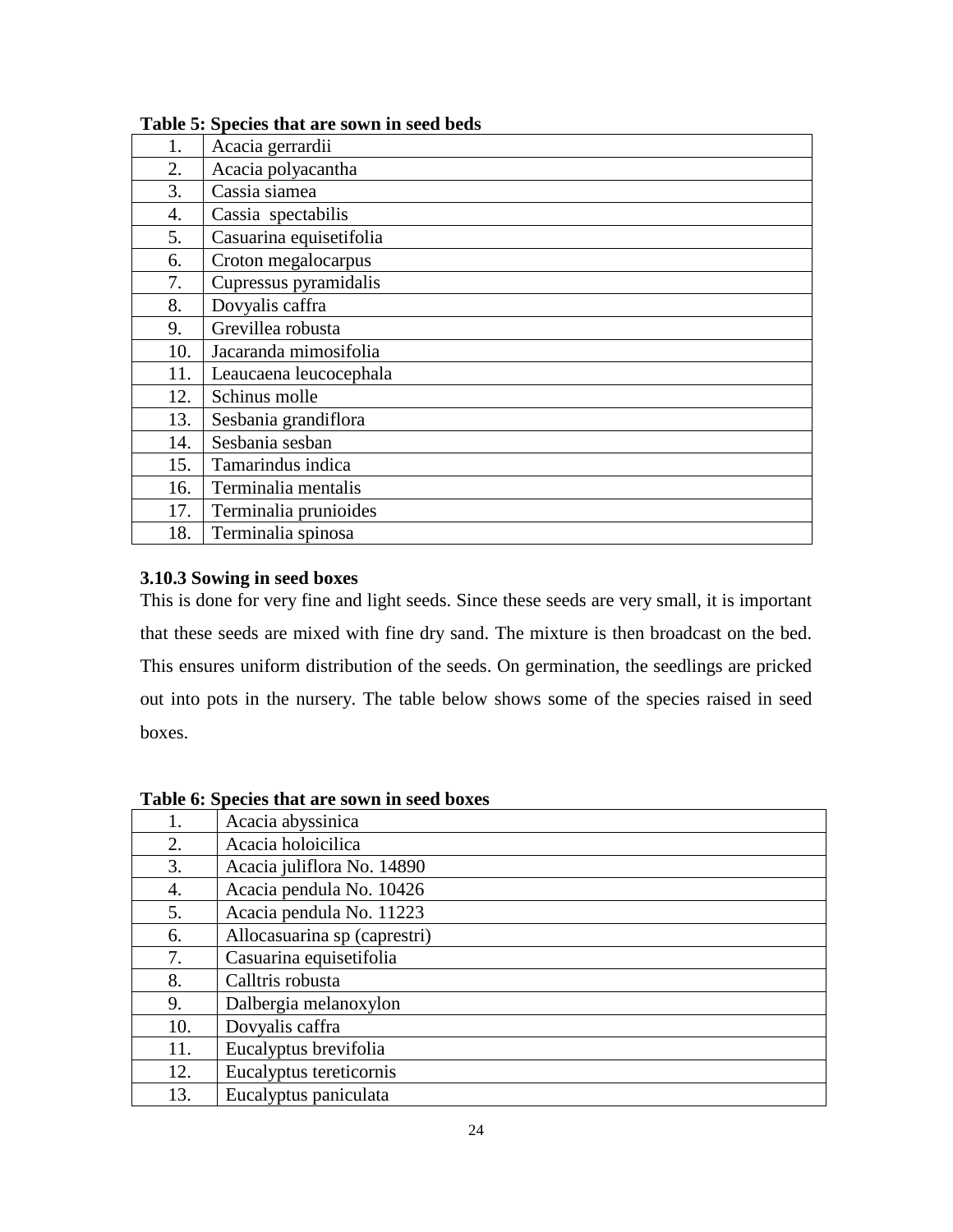**Table 5: Species that are sown in seed beds**

| | |
|---|---|
| 1. | Acacia gerrardii |
| 2. | Acacia polyacantha |
| 3. | Cassia siamea |
| 4. | Cassia  spectabilis |
| 5. | Casuarina equisetifolia |
| 6. | Croton megalocarpus |
| 7. | Cupressus pyramidalis |
| 8. | Dovyalis caffra |
| 9. | Grevillea robusta |
| 10. | Jacaranda mimosifolia |
| 11. | Leaucaena leucocephala |
| 12. | Schinus molle |
| 13. | Sesbania grandiflora |
| 14. | Sesbania sesban |
| 15. | Tamarindus indica |
| 16. | Terminalia mentalis |
| 17. | Terminalia prunioides |
| 18. | Terminalia spinosa |

### 3.10.3 Sowing in seed boxes

This is done for very fine and light seeds. Since these seeds are very small, it is important that these seeds are mixed with fine dry sand. The mixture is then broadcast on the bed. This ensures uniform distribution of the seeds. On germination, the seedlings are pricked out into pots in the nursery. The table below shows some of the species raised in seed boxes.

**Table 6: Species that are sown in seed boxes**

| | |
|---|---|
| 1. | Acacia abyssinica |
| 2. | Acacia holoicilica |
| 3. | Acacia juliflora No. 14890 |
| 4. | Acacia pendula No. 10426 |
| 5. | Acacia pendula No. 11223 |
| 6. | Allocasuarina sp (caprestri) |
| 7. | Casuarina equisetifolia |
| 8. | Calltris robusta |
| 9. | Dalbergia melanoxylon |
| 10. | Dovyalis caffra |
| 11. | Eucalyptus brevifolia |
| 12. | Eucalyptus tereticornis |
| 13. | Eucalyptus paniculata |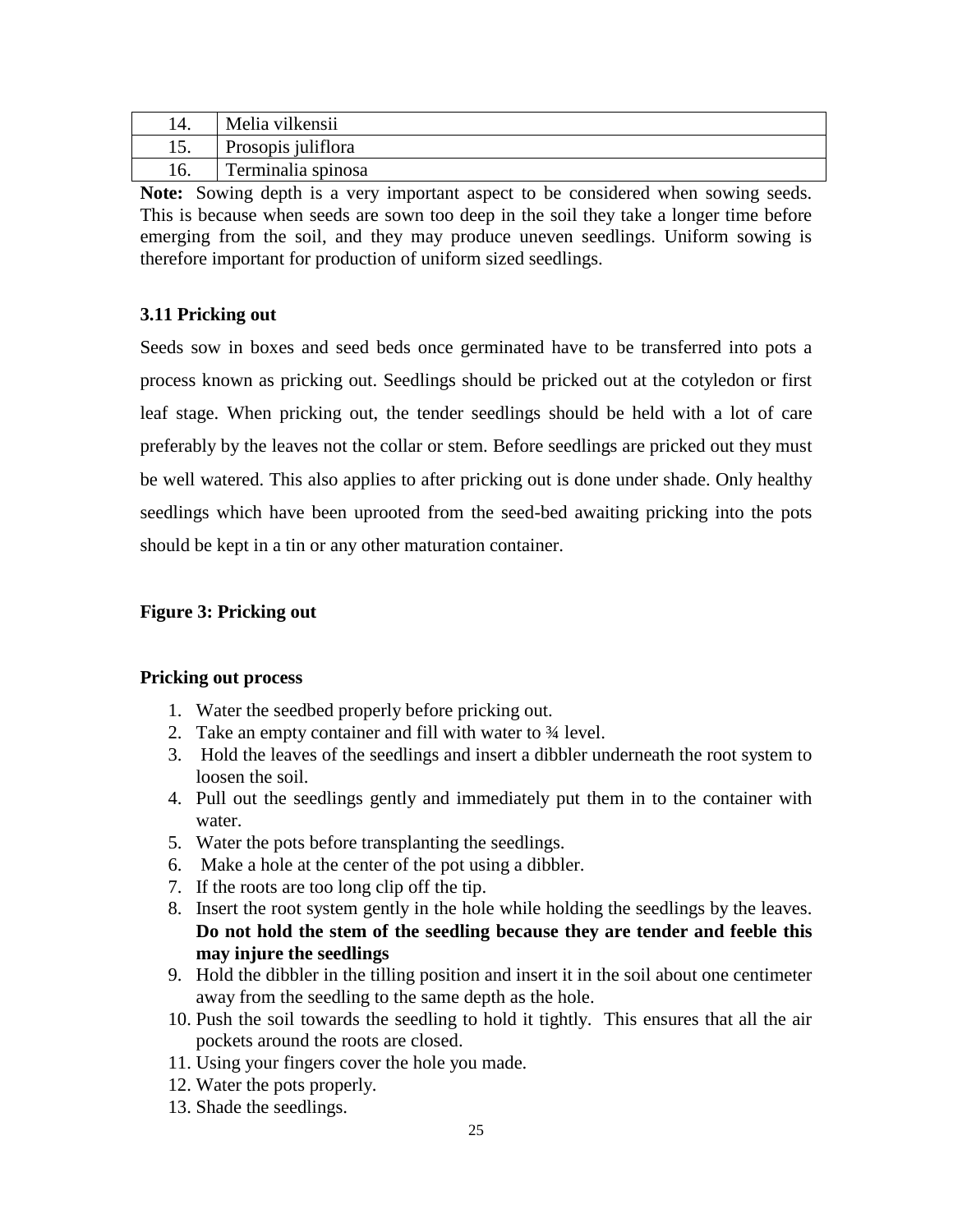| 14. | Melia vilkensii |
|---|---|
| 15. | Prosopis juliflora |
| 16. | Terminalia spinosa |

**Note:** Sowing depth is a very important aspect to be considered when sowing seeds. This is because when seeds are sown too deep in the soil they take a longer time before emerging from the soil, and they may produce uneven seedlings. Uniform sowing is therefore important for production of uniform sized seedlings.

### 3.11 Pricking out

Seeds sow in boxes and seed beds once germinated have to be transferred into pots a process known as pricking out. Seedlings should be pricked out at the cotyledon or first leaf stage. When pricking out, the tender seedlings should be held with a lot of care preferably by the leaves not the collar or stem. Before seedlings are pricked out they must be well watered. This also applies to after pricking out is done under shade. Only healthy seedlings which have been uprooted from the seed-bed awaiting pricking into the pots should be kept in a tin or any other maturation container.

**Figure 3: Pricking out**

**Pricking out process**

1. Water the seedbed properly before pricking out.
2. Take an empty container and fill with water to ¾ level.
3. Hold the leaves of the seedlings and insert a dibbler underneath the root system to loosen the soil.
4. Pull out the seedlings gently and immediately put them in to the container with water.
5. Water the pots before transplanting the seedlings.
6. Make a hole at the center of the pot using a dibbler.
7. If the roots are too long clip off the tip.
8. Insert the root system gently in the hole while holding the seedlings by the leaves. **Do not hold the stem of the seedling because they are tender and feeble this may injure the seedlings**
9. Hold the dibbler in the tilling position and insert it in the soil about one centimeter away from the seedling to the same depth as the hole.
10. Push the soil towards the seedling to hold it tightly. This ensures that all the air pockets around the roots are closed.
11. Using your fingers cover the hole you made.
12. Water the pots properly.
13. Shade the seedlings.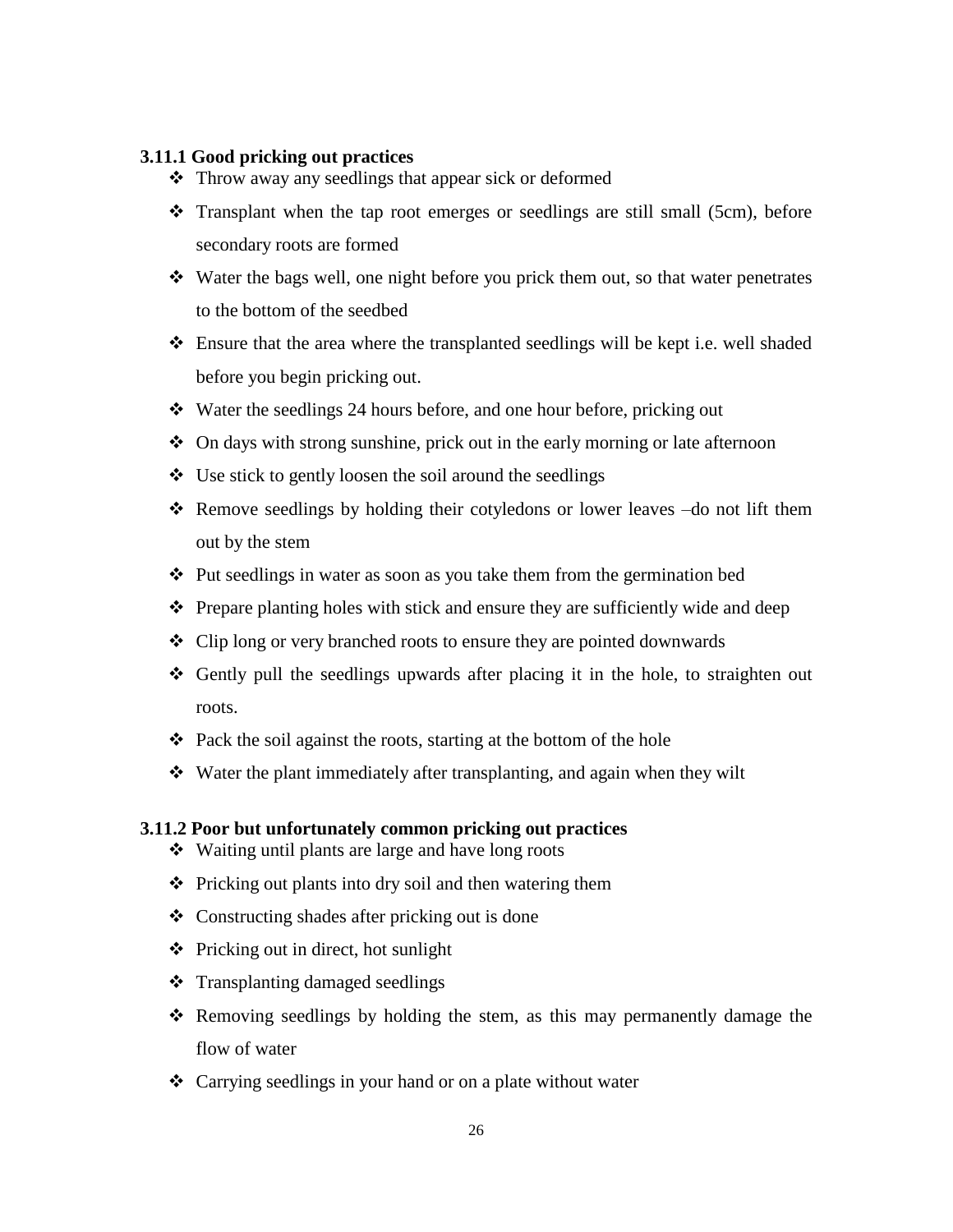### 3.11.1 Good pricking out practices

- Throw away any seedlings that appear sick or deformed
- Transplant when the tap root emerges or seedlings are still small (5cm), before secondary roots are formed
- Water the bags well, one night before you prick them out, so that water penetrates to the bottom of the seedbed
- Ensure that the area where the transplanted seedlings will be kept i.e. well shaded before you begin pricking out.
- Water the seedlings 24 hours before, and one hour before, pricking out
- On days with strong sunshine, prick out in the early morning or late afternoon
- Use stick to gently loosen the soil around the seedlings
- Remove seedlings by holding their cotyledons or lower leaves –do not lift them out by the stem
- Put seedlings in water as soon as you take them from the germination bed
- Prepare planting holes with stick and ensure they are sufficiently wide and deep
- Clip long or very branched roots to ensure they are pointed downwards
- Gently pull the seedlings upwards after placing it in the hole, to straighten out roots.
- Pack the soil against the roots, starting at the bottom of the hole
- Water the plant immediately after transplanting, and again when they wilt

### 3.11.2 Poor but unfortunately common pricking out practices

- Waiting until plants are large and have long roots
- Pricking out plants into dry soil and then watering them
- Constructing shades after pricking out is done
- Pricking out in direct, hot sunlight
- Transplanting damaged seedlings
- Removing seedlings by holding the stem, as this may permanently damage the flow of water
- Carrying seedlings in your hand or on a plate without water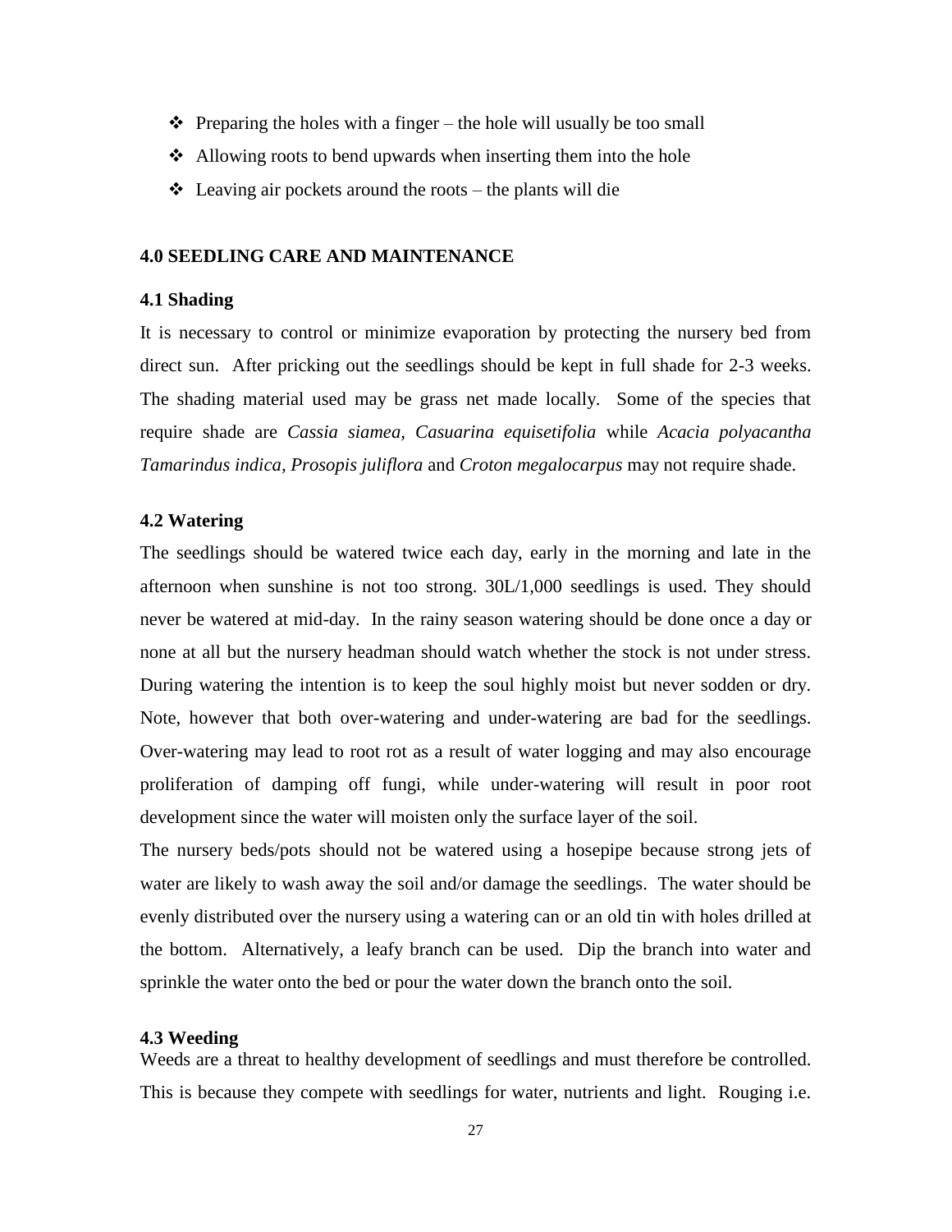- Preparing the holes with a finger – the hole will usually be too small
- Allowing roots to bend upwards when inserting them into the hole
- Leaving air pockets around the roots – the plants will die

## 4.0 SEEDLING CARE AND MAINTENANCE

### 4.1 Shading

It is necessary to control or minimize evaporation by protecting the nursery bed from direct sun. After pricking out the seedlings should be kept in full shade for 2-3 weeks. The shading material used may be grass net made locally. Some of the species that require shade are *Cassia siamea*, *Casuarina equisetifolia* while *Acacia polyacantha Tamarindus indica, Prosopis juliflora* and *Croton megalocarpus* may not require shade.

### 4.2 Watering

The seedlings should be watered twice each day, early in the morning and late in the afternoon when sunshine is not too strong. 30L/1,000 seedlings is used. They should never be watered at mid-day. In the rainy season watering should be done once a day or none at all but the nursery headman should watch whether the stock is not under stress. During watering the intention is to keep the soul highly moist but never sodden or dry. Note, however that both over-watering and under-watering are bad for the seedlings. Over-watering may lead to root rot as a result of water logging and may also encourage proliferation of damping off fungi, while under-watering will result in poor root development since the water will moisten only the surface layer of the soil.

The nursery beds/pots should not be watered using a hosepipe because strong jets of water are likely to wash away the soil and/or damage the seedlings. The water should be evenly distributed over the nursery using a watering can or an old tin with holes drilled at the bottom. Alternatively, a leafy branch can be used. Dip the branch into water and sprinkle the water onto the bed or pour the water down the branch onto the soil.

### 4.3 Weeding

Weeds are a threat to healthy development of seedlings and must therefore be controlled. This is because they compete with seedlings for water, nutrients and light. Rouging i.e.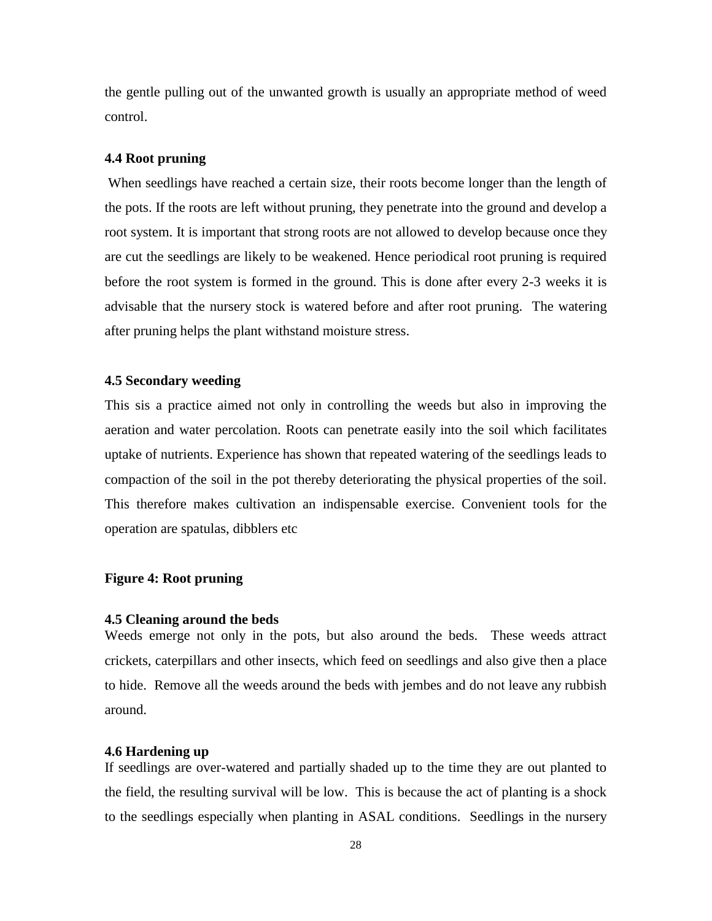the gentle pulling out of the unwanted growth is usually an appropriate method of weed control.

### 4.4 Root pruning

When seedlings have reached a certain size, their roots become longer than the length of the pots. If the roots are left without pruning, they penetrate into the ground and develop a root system. It is important that strong roots are not allowed to develop because once they are cut the seedlings are likely to be weakened. Hence periodical root pruning is required before the root system is formed in the ground. This is done after every 2-3 weeks it is advisable that the nursery stock is watered before and after root pruning. The watering after pruning helps the plant withstand moisture stress.

### 4.5 Secondary weeding

This sis a practice aimed not only in controlling the weeds but also in improving the aeration and water percolation. Roots can penetrate easily into the soil which facilitates uptake of nutrients. Experience has shown that repeated watering of the seedlings leads to compaction of the soil in the pot thereby deteriorating the physical properties of the soil. This therefore makes cultivation an indispensable exercise. Convenient tools for the operation are spatulas, dibblers etc

**Figure 4: Root pruning**

### 4.5 Cleaning around the beds

Weeds emerge not only in the pots, but also around the beds. These weeds attract crickets, caterpillars and other insects, which feed on seedlings and also give then a place to hide. Remove all the weeds around the beds with jembes and do not leave any rubbish around.

### 4.6 Hardening up

If seedlings are over-watered and partially shaded up to the time they are out planted to the field, the resulting survival will be low. This is because the act of planting is a shock to the seedlings especially when planting in ASAL conditions. Seedlings in the nursery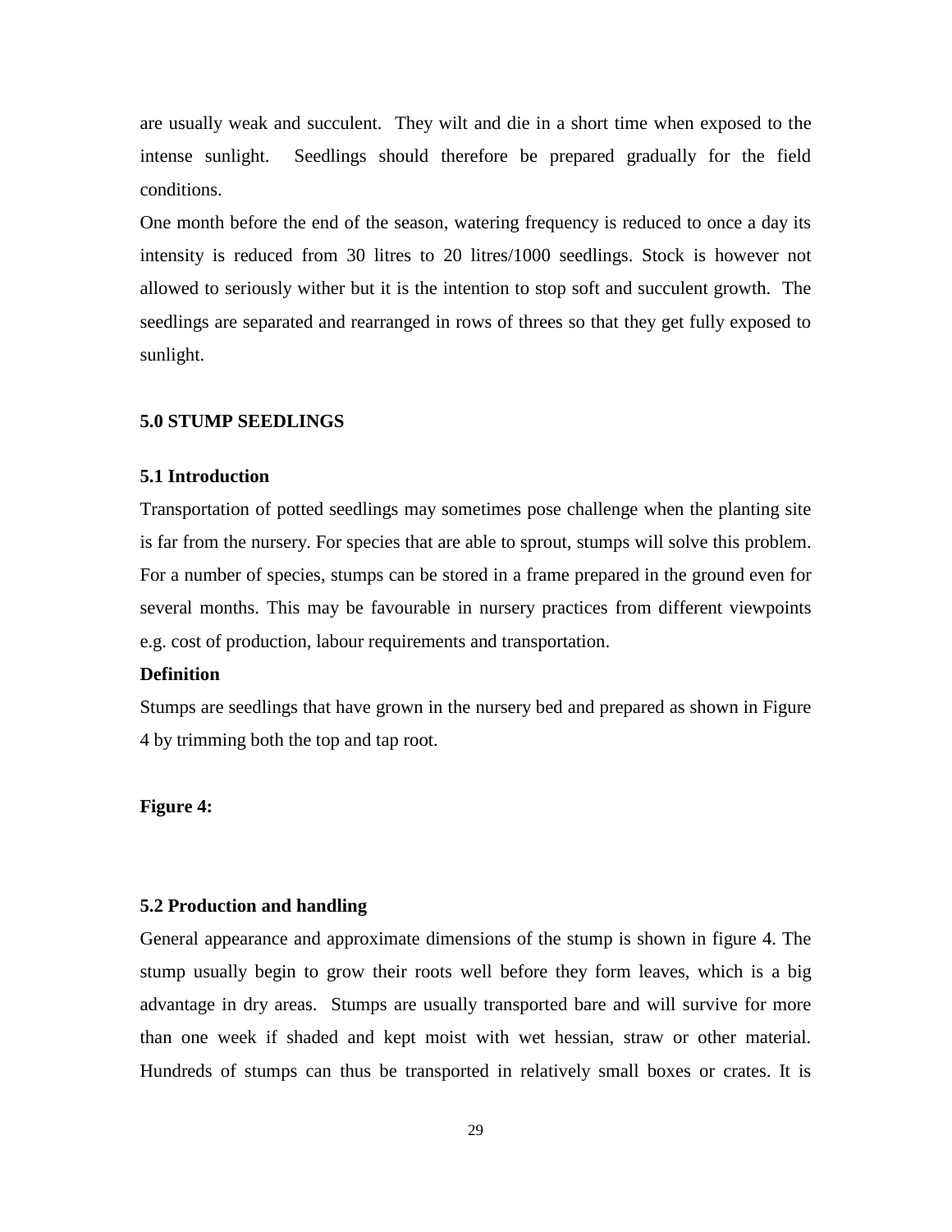are usually weak and succulent. They wilt and die in a short time when exposed to the intense sunlight. Seedlings should therefore be prepared gradually for the field conditions.

One month before the end of the season, watering frequency is reduced to once a day its intensity is reduced from 30 litres to 20 litres/1000 seedlings. Stock is however not allowed to seriously wither but it is the intention to stop soft and succulent growth. The seedlings are separated and rearranged in rows of threes so that they get fully exposed to sunlight.

## 5.0 STUMP SEEDLINGS

### 5.1 Introduction

Transportation of potted seedlings may sometimes pose challenge when the planting site is far from the nursery. For species that are able to sprout, stumps will solve this problem. For a number of species, stumps can be stored in a frame prepared in the ground even for several months. This may be favourable in nursery practices from different viewpoints e.g. cost of production, labour requirements and transportation.

**Definition**

Stumps are seedlings that have grown in the nursery bed and prepared as shown in Figure 4 by trimming both the top and tap root.

**Figure 4:**

### 5.2 Production and handling

General appearance and approximate dimensions of the stump is shown in figure 4. The stump usually begin to grow their roots well before they form leaves, which is a big advantage in dry areas. Stumps are usually transported bare and will survive for more than one week if shaded and kept moist with wet hessian, straw or other material. Hundreds of stumps can thus be transported in relatively small boxes or crates. It is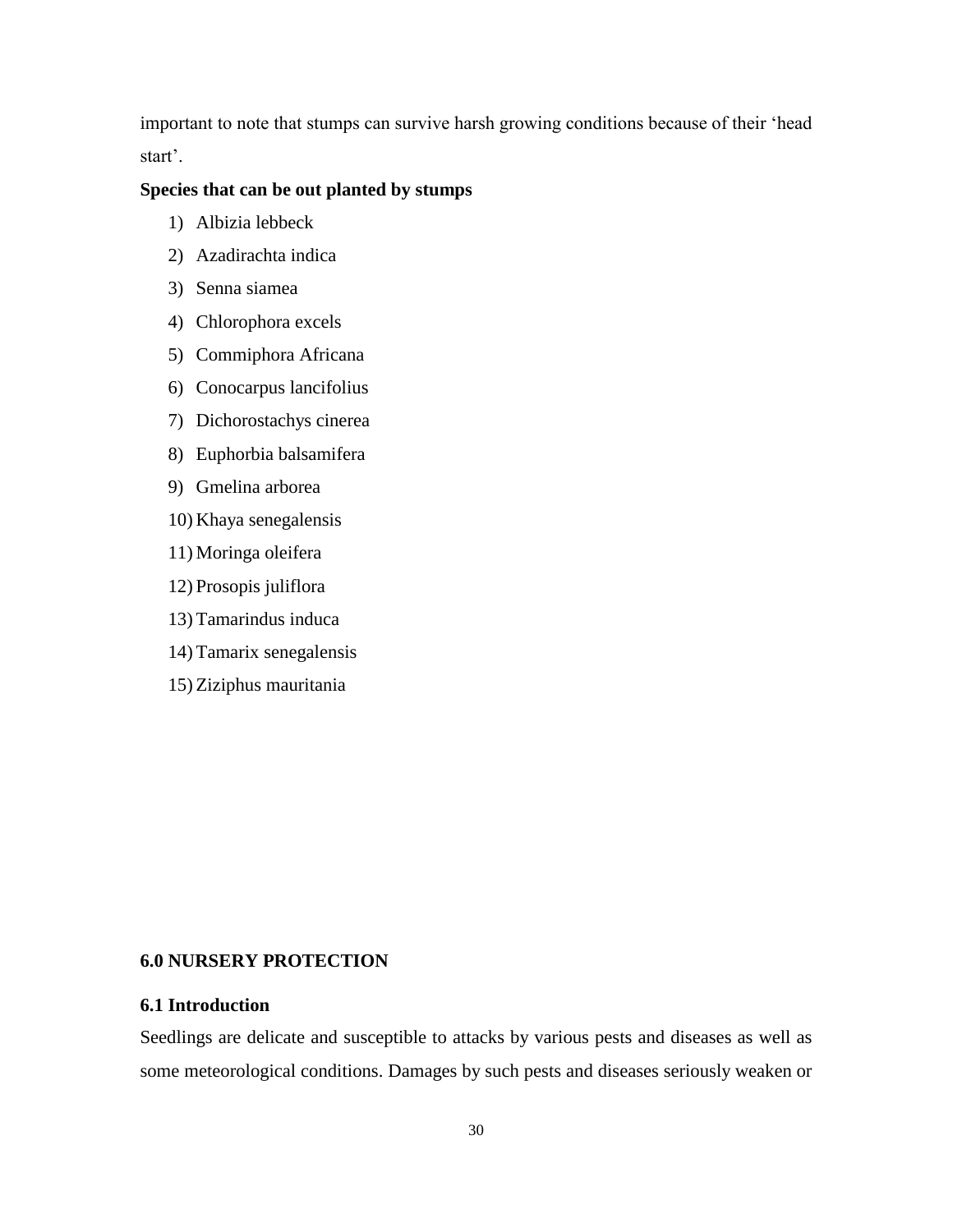important to note that stumps can survive harsh growing conditions because of their 'head start'.

**Species that can be out planted by stumps**

1) Albizia lebbeck
2) Azadirachta indica
3) Senna siamea
4) Chlorophora excels
5) Commiphora Africana
6) Conocarpus lancifolius
7) Dichorostachys cinerea
8) Euphorbia balsamifera
9) Gmelina arborea
10) Khaya senegalensis
11) Moringa oleifera
12) Prosopis juliflora
13) Tamarindus induca
14) Tamarix senegalensis
15) Ziziphus mauritania

## 6.0 NURSERY PROTECTION

### 6.1 Introduction

Seedlings are delicate and susceptible to attacks by various pests and diseases as well as some meteorological conditions. Damages by such pests and diseases seriously weaken or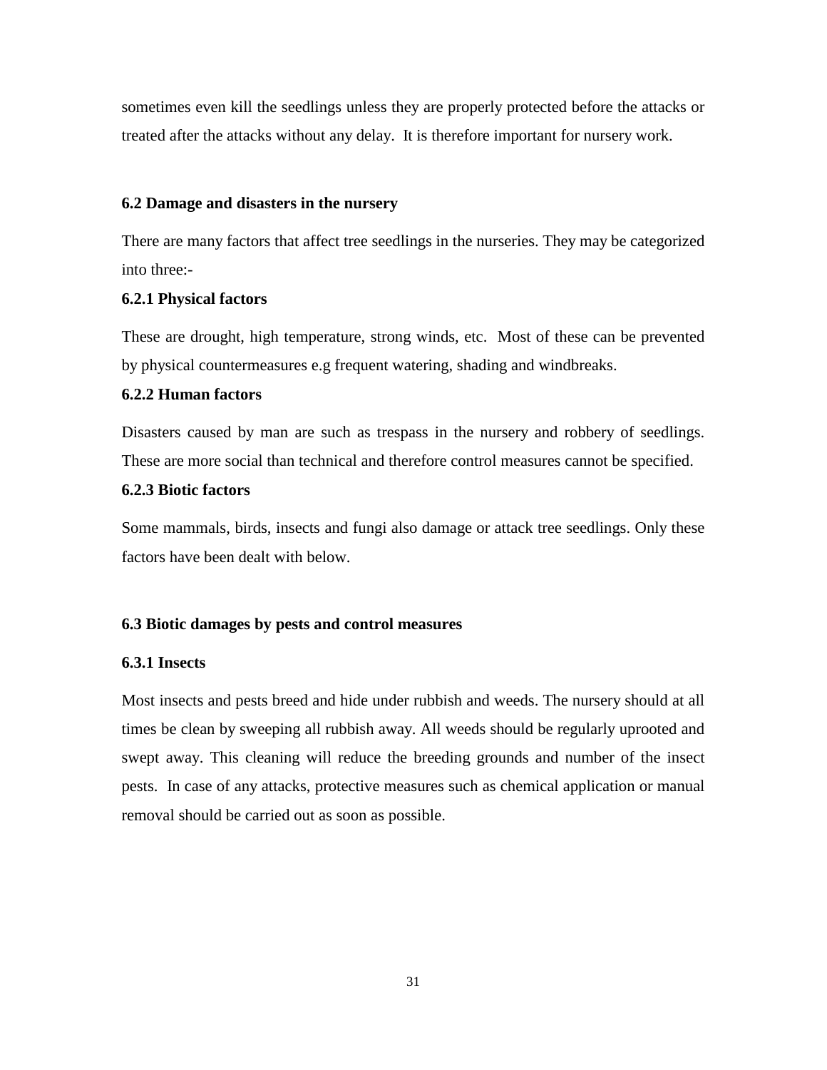sometimes even kill the seedlings unless they are properly protected before the attacks or treated after the attacks without any delay. It is therefore important for nursery work.

## 6.2 Damage and disasters in the nursery

There are many factors that affect tree seedlings in the nurseries. They may be categorized into three:-

### 6.2.1 Physical factors

These are drought, high temperature, strong winds, etc. Most of these can be prevented by physical countermeasures e.g frequent watering, shading and windbreaks.

### 6.2.2 Human factors

Disasters caused by man are such as trespass in the nursery and robbery of seedlings. These are more social than technical and therefore control measures cannot be specified.

### 6.2.3 Biotic factors

Some mammals, birds, insects and fungi also damage or attack tree seedlings. Only these factors have been dealt with below.

## 6.3 Biotic damages by pests and control measures

### 6.3.1 Insects

Most insects and pests breed and hide under rubbish and weeds. The nursery should at all times be clean by sweeping all rubbish away. All weeds should be regularly uprooted and swept away. This cleaning will reduce the breeding grounds and number of the insect pests. In case of any attacks, protective measures such as chemical application or manual removal should be carried out as soon as possible.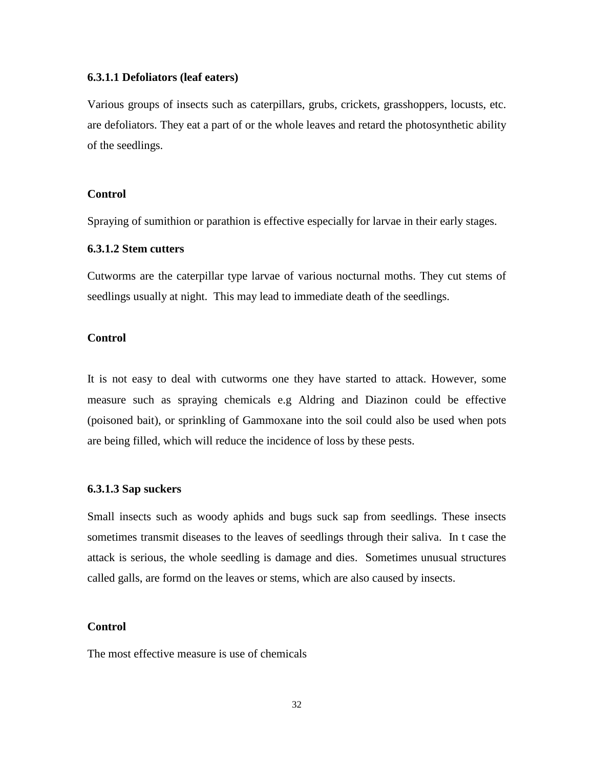#### 6.3.1.1 Defoliators (leaf eaters)

Various groups of insects such as caterpillars, grubs, crickets, grasshoppers, locusts, etc. are defoliators. They eat a part of or the whole leaves and retard the photosynthetic ability of the seedlings.

**Control**

Spraying of sumithion or parathion is effective especially for larvae in their early stages.

#### 6.3.1.2 Stem cutters

Cutworms are the caterpillar type larvae of various nocturnal moths. They cut stems of seedlings usually at night.  This may lead to immediate death of the seedlings.

**Control**

It is not easy to deal with cutworms one they have started to attack. However, some measure such as spraying chemicals e.g Aldring and Diazinon could be effective (poisoned bait), or sprinkling of Gammoxane into the soil could also be used when pots are being filled, which will reduce the incidence of loss by these pests.

#### 6.3.1.3 Sap suckers

Small insects such as woody aphids and bugs suck sap from seedlings. These insects sometimes transmit diseases to the leaves of seedlings through their saliva.  In t case the attack is serious, the whole seedling is damage and dies.  Sometimes unusual structures called galls, are formd on the leaves or stems, which are also caused by insects.

**Control**

The most effective measure is use of chemicals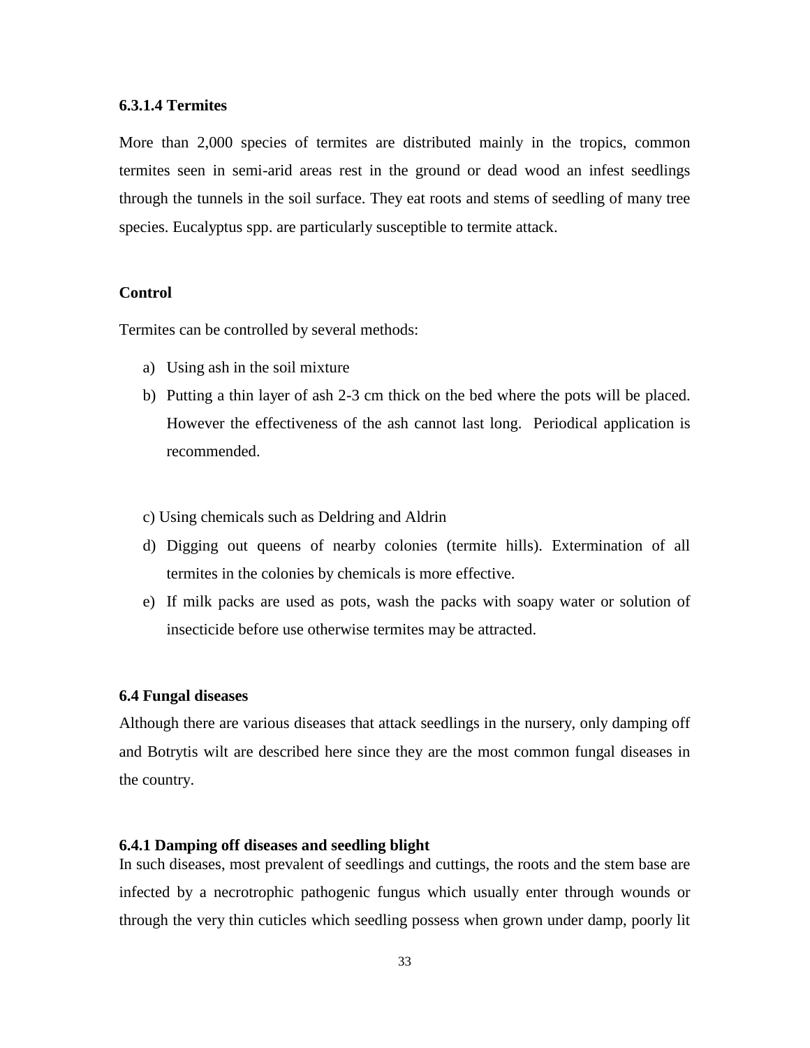#### 6.3.1.4 Termites

More than 2,000 species of termites are distributed mainly in the tropics, common termites seen in semi-arid areas rest in the ground or dead wood an infest seedlings through the tunnels in the soil surface. They eat roots and stems of seedling of many tree species. Eucalyptus spp. are particularly susceptible to termite attack.

**Control**

Termites can be controlled by several methods:

a) Using ash in the soil mixture
b) Putting a thin layer of ash 2-3 cm thick on the bed where the pots will be placed. However the effectiveness of the ash cannot last long. Periodical application is recommended.

c) Using chemicals such as Deldring and Aldrin
d) Digging out queens of nearby colonies (termite hills). Extermination of all termites in the colonies by chemicals is more effective.
e) If milk packs are used as pots, wash the packs with soapy water or solution of insecticide before use otherwise termites may be attracted.

### 6.4 Fungal diseases

Although there are various diseases that attack seedlings in the nursery, only damping off and Botrytis wilt are described here since they are the most common fungal diseases in the country.

#### 6.4.1 Damping off diseases and seedling blight

In such diseases, most prevalent of seedlings and cuttings, the roots and the stem base are infected by a necrotrophic pathogenic fungus which usually enter through wounds or through the very thin cuticles which seedling possess when grown under damp, poorly lit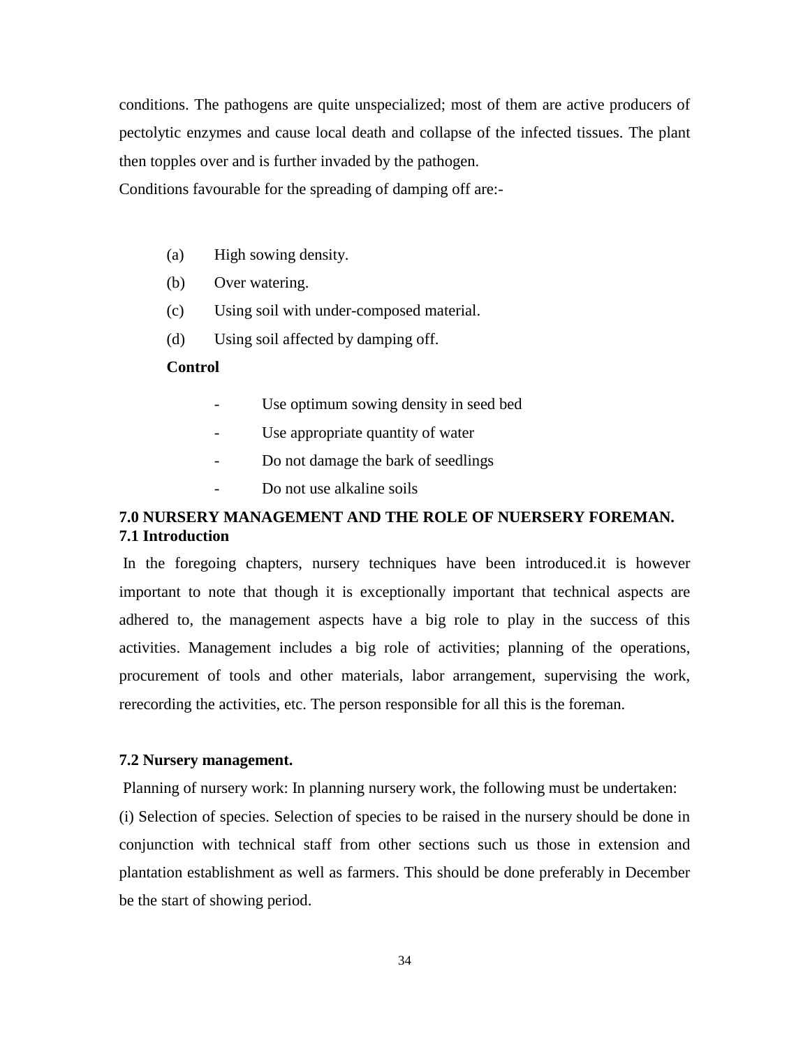conditions. The pathogens are quite unspecialized; most of them are active producers of pectolytic enzymes and cause local death and collapse of the infected tissues. The plant then topples over and is further invaded by the pathogen.

Conditions favourable for the spreading of damping off are:-

(a) High sowing density.

(b) Over watering.

(c) Using soil with under-composed material.

(d) Using soil affected by damping off.

**Control**

- Use optimum sowing density in seed bed
- Use appropriate quantity of water
- Do not damage the bark of seedlings
- Do not use alkaline soils

## 7.0 NURSERY MANAGEMENT AND THE ROLE OF NUERSERY FOREMAN.

### 7.1 Introduction

In the foregoing chapters, nursery techniques have been introduced.it is however important to note that though it is exceptionally important that technical aspects are adhered to, the management aspects have a big role to play in the success of this activities. Management includes a big role of activities; planning of the operations, procurement of tools and other materials, labor arrangement, supervising the work, rerecording the activities, etc. The person responsible for all this is the foreman.

### 7.2 Nursery management.

Planning of nursery work: In planning nursery work, the following must be undertaken:

(i) Selection of species. Selection of species to be raised in the nursery should be done in conjunction with technical staff from other sections such us those in extension and plantation establishment as well as farmers. This should be done preferably in December be the start of showing period.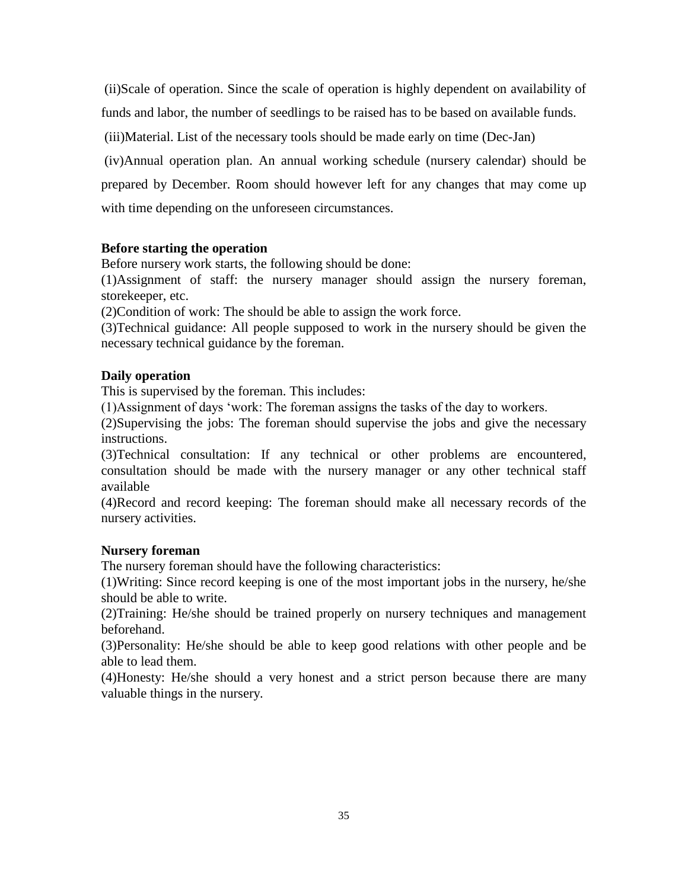(ii)Scale of operation. Since the scale of operation is highly dependent on availability of funds and labor, the number of seedlings to be raised has to be based on available funds.

(iii)Material. List of the necessary tools should be made early on time (Dec-Jan)

(iv)Annual operation plan. An annual working schedule (nursery calendar) should be prepared by December. Room should however left for any changes that may come up with time depending on the unforeseen circumstances.

**Before starting the operation**

Before nursery work starts, the following should be done:

(1)Assignment of staff: the nursery manager should assign the nursery foreman, storekeeper, etc.

(2)Condition of work: The should be able to assign the work force.

(3)Technical guidance: All people supposed to work in the nursery should be given the necessary technical guidance by the foreman.

**Daily operation**

This is supervised by the foreman. This includes:

(1)Assignment of days 'work: The foreman assigns the tasks of the day to workers.

(2)Supervising the jobs: The foreman should supervise the jobs and give the necessary instructions.

(3)Technical consultation: If any technical or other problems are encountered, consultation should be made with the nursery manager or any other technical staff available

(4)Record and record keeping: The foreman should make all necessary records of the nursery activities.

**Nursery foreman**

The nursery foreman should have the following characteristics:

(1)Writing: Since record keeping is one of the most important jobs in the nursery, he/she should be able to write.

(2)Training: He/she should be trained properly on nursery techniques and management beforehand.

(3)Personality: He/she should be able to keep good relations with other people and be able to lead them.

(4)Honesty: He/she should a very honest and a strict person because there are many valuable things in the nursery.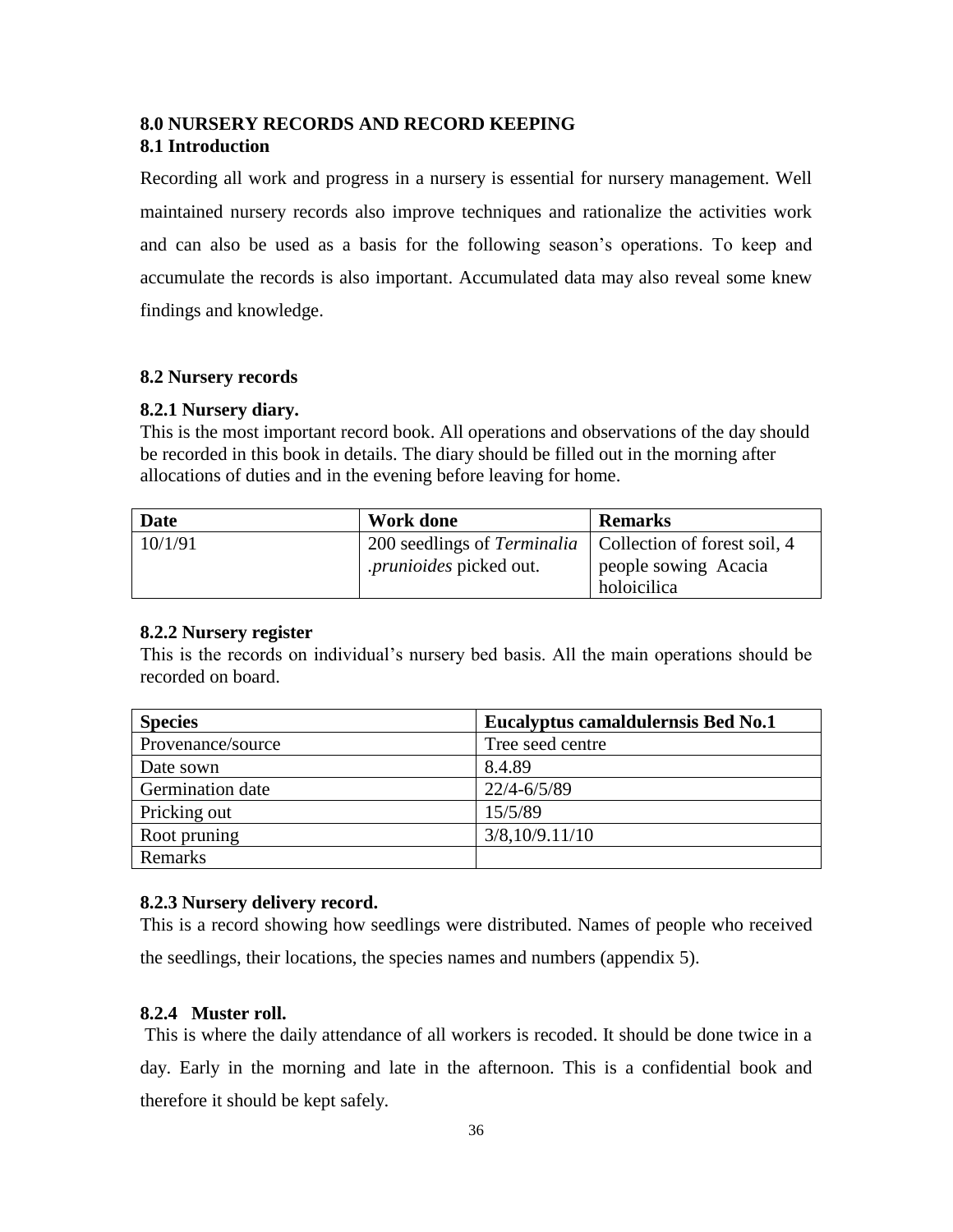# 8.0 NURSERY RECORDS AND RECORD KEEPING

## 8.1 Introduction

Recording all work and progress in a nursery is essential for nursery management. Well maintained nursery records also improve techniques and rationalize the activities work and can also be used as a basis for the following season's operations. To keep and accumulate the records is also important. Accumulated data may also reveal some knew findings and knowledge.

## 8.2 Nursery records

### 8.2.1 Nursery diary.

This is the most important record book. All operations and observations of the day should be recorded in this book in details. The diary should be filled out in the morning after allocations of duties and in the evening before leaving for home.

| Date | Work done | Remarks |
|---|---|---|
| 10/1/91 | 200 seedlings of *Terminalia .prunioides* picked out. | Collection of forest soil, 4 people sowing Acacia holoicilica |

### 8.2.2 Nursery register

This is the records on individual's nursery bed basis. All the main operations should be recorded on board.

| Species | Eucalyptus camaldulernsis Bed No.1 |
|---|---|
| Provenance/source | Tree seed centre |
| Date sown | 8.4.89 |
| Germination date | 22/4-6/5/89 |
| Pricking out | 15/5/89 |
| Root pruning | 3/8,10/9.11/10 |
| Remarks | |

### 8.2.3 Nursery delivery record.

This is a record showing how seedlings were distributed. Names of people who received the seedlings, their locations, the species names and numbers (appendix 5).

### 8.2.4 Muster roll.

This is where the daily attendance of all workers is recoded. It should be done twice in a day. Early in the morning and late in the afternoon. This is a confidential book and therefore it should be kept safely.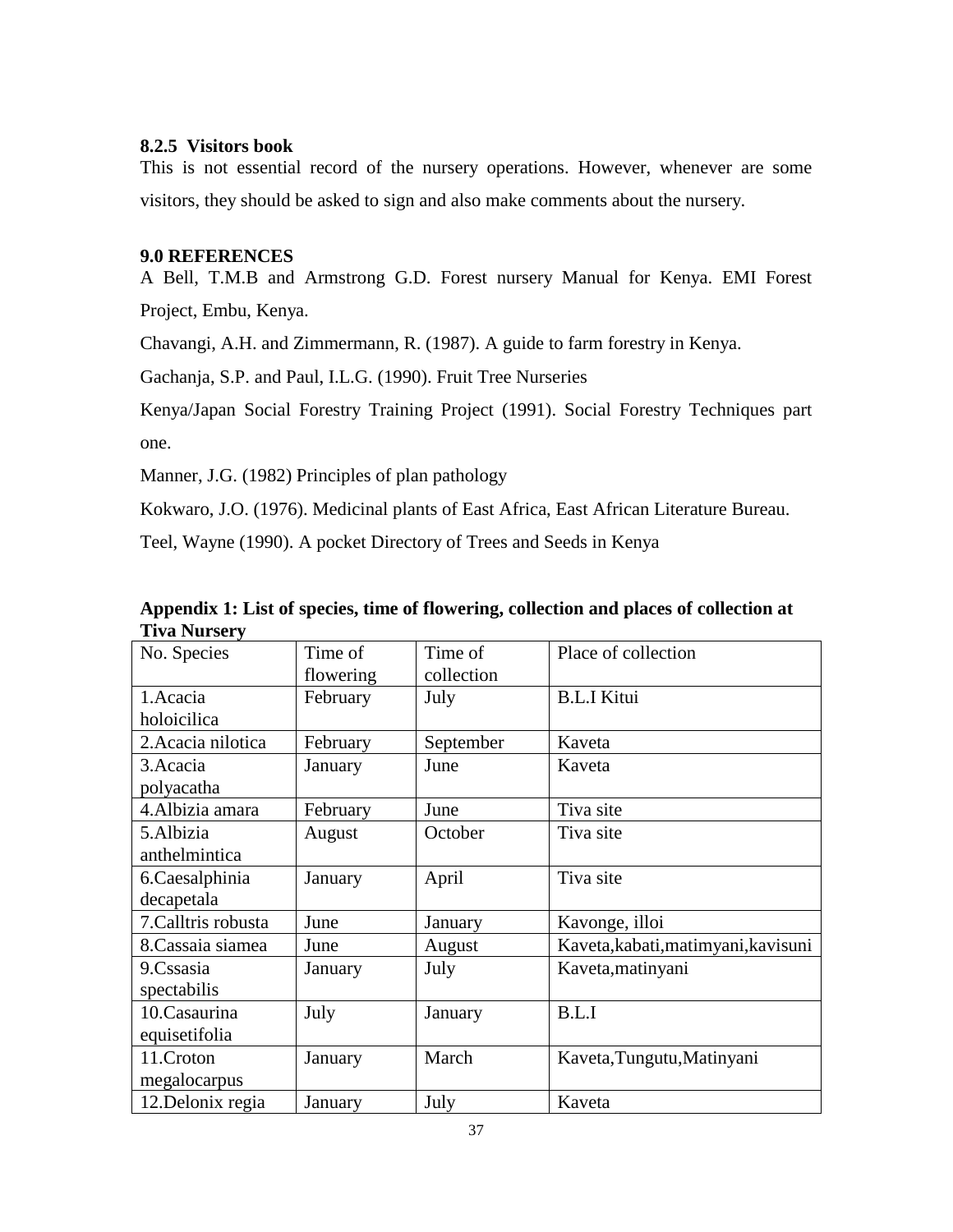### 8.2.5 Visitors book

This is not essential record of the nursery operations. However, whenever are some visitors, they should be asked to sign and also make comments about the nursery.

## 9.0 REFERENCES

A Bell, T.M.B and Armstrong G.D. Forest nursery Manual for Kenya. EMI Forest Project, Embu, Kenya.

Chavangi, A.H. and Zimmermann, R. (1987). A guide to farm forestry in Kenya.

Gachanja, S.P. and Paul, I.L.G. (1990). Fruit Tree Nurseries

Kenya/Japan Social Forestry Training Project (1991). Social Forestry Techniques part one.

Manner, J.G. (1982) Principles of plan pathology

Kokwaro, J.O. (1976). Medicinal plants of East Africa, East African Literature Bureau.

Teel, Wayne (1990). A pocket Directory of Trees and Seeds in Kenya

**Appendix 1: List of species, time of flowering, collection and places of collection at Tiva Nursery**

| No. Species | Time of flowering | Time of collection | Place of collection |
|---|---|---|---|
| 1.Acacia holoicilica | February | July | B.L.I Kitui |
| 2.Acacia nilotica | February | September | Kaveta |
| 3.Acacia polyacatha | January | June | Kaveta |
| 4.Albizia amara | February | June | Tiva site |
| 5.Albizia anthelmintica | August | October | Tiva site |
| 6.Caesalphinia decapetala | January | April | Tiva site |
| 7.Calltris robusta | June | January | Kavonge, illoi |
| 8.Cassaia siamea | June | August | Kaveta,kabati,matimyani,kavisuni |
| 9.Cssasia spectabilis | January | July | Kaveta,matinyani |
| 10.Casaurina equisetifolia | July | January | B.L.I |
| 11.Croton megalocarpus | January | March | Kaveta,Tungutu,Matinyani |
| 12.Delonix regia | January | July | Kaveta |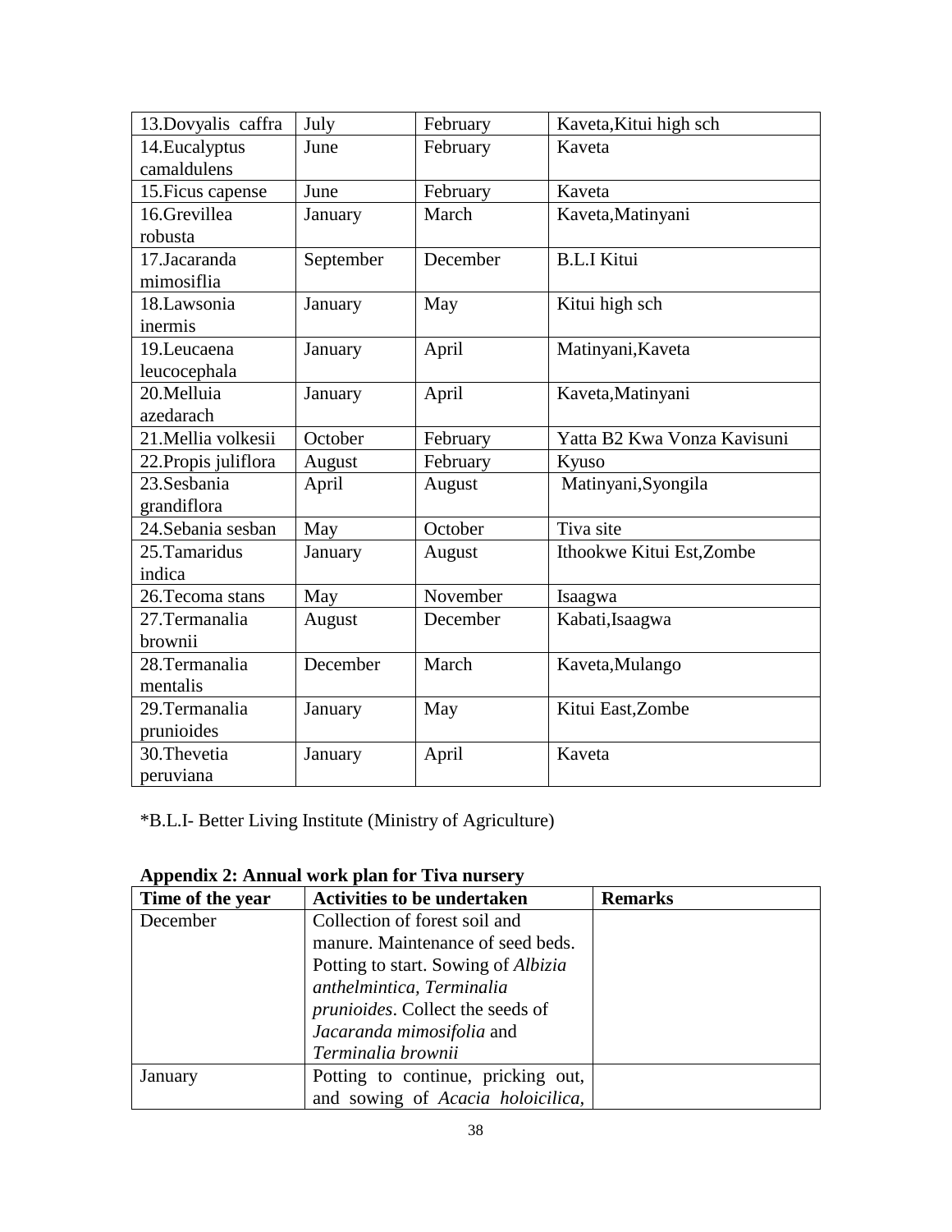| | | | |
|---|---|---|---|
| 13.Dovyalis caffra | July | February | Kaveta,Kitui high sch |
| 14.Eucalyptus camaldulens | June | February | Kaveta |
| 15.Ficus capense | June | February | Kaveta |
| 16.Grevillea robusta | January | March | Kaveta,Matinyani |
| 17.Jacaranda mimosiflia | September | December | B.L.I Kitui |
| 18.Lawsonia inermis | January | May | Kitui high sch |
| 19.Leucaena leucocephala | January | April | Matinyani,Kaveta |
| 20.Melluia azedarach | January | April | Kaveta,Matinyani |
| 21.Mellia volkesii | October | February | Yatta B2 Kwa Vonza Kavisuni |
| 22.Propis juliflora | August | February | Kyuso |
| 23.Sesbania grandiflora | April | August | Matinyani,Syongila |
| 24.Sebania sesban | May | October | Tiva site |
| 25.Tamaridus indica | January | August | Ithookwe Kitui Est,Zombe |
| 26.Tecoma stans | May | November | Isaagwa |
| 27.Termanalia brownii | August | December | Kabati,Isaagwa |
| 28.Termanalia mentalis | December | March | Kaveta,Mulango |
| 29.Termanalia prunioides | January | May | Kitui East,Zombe |
| 30.Thevetia peruviana | January | April | Kaveta |

*B.L.I- Better Living Institute (Ministry of Agriculture)

**Appendix 2: Annual work plan for Tiva nursery**

| Time of the year | Activities to be undertaken | Remarks |
|---|---|---|
| December | Collection of forest soil and manure. Maintenance of seed beds. Potting to start. Sowing of *Albizia anthelmintica, Terminalia prunioides*. Collect the seeds of *Jacaranda mimosifolia* and *Terminalia brownii* | |
| January | Potting to continue, pricking out, and sowing of *Acacia holoicilica,* | |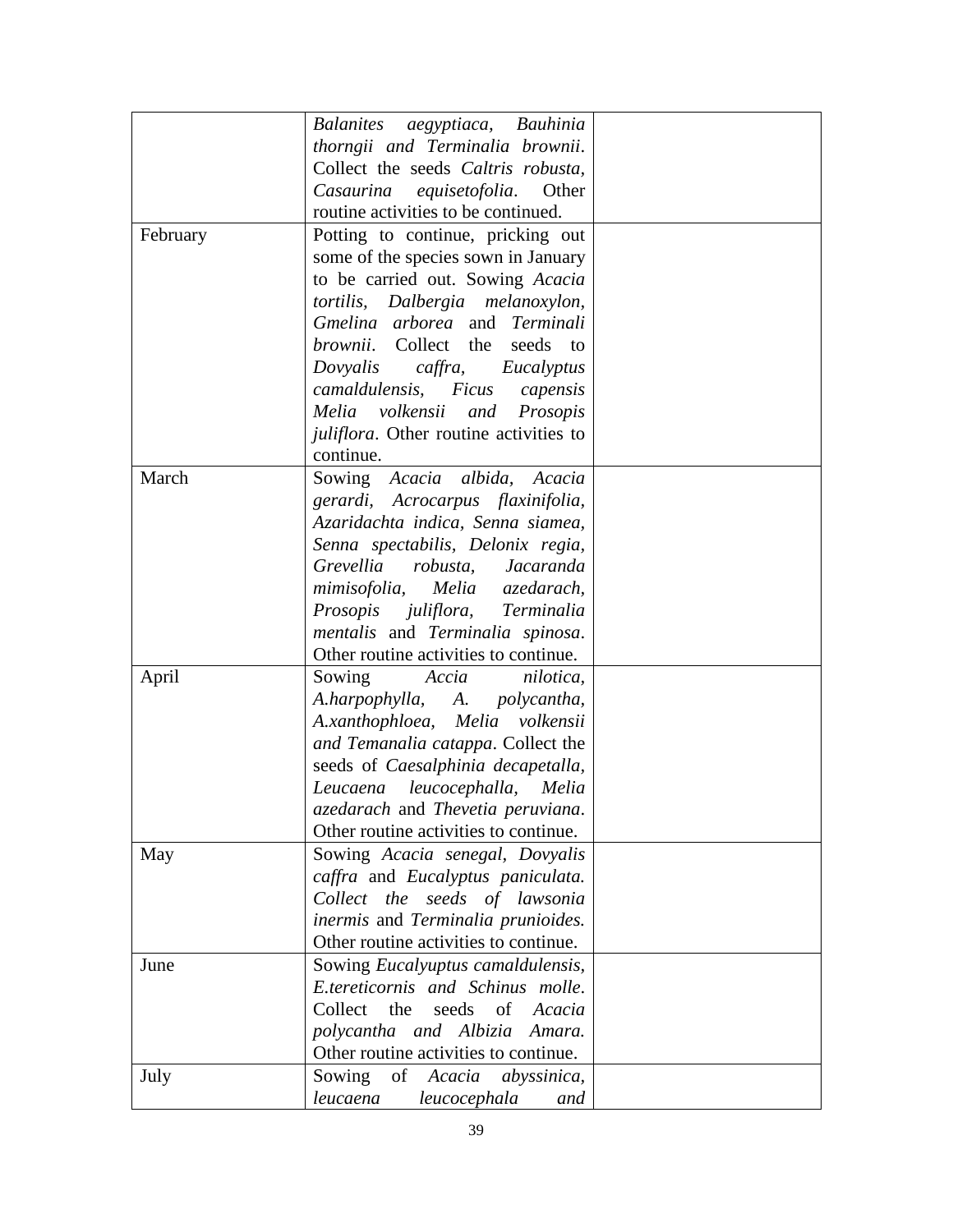| | | |
|---|---|---|
| | *Balanites aegyptiaca, Bauhinia thorngii and Terminalia brownii*. Collect the seeds *Caltris robusta, Casaurina equisetofolia*. Other routine activities to be continued. | |
| February | Potting to continue, pricking out some of the species sown in January to be carried out. Sowing *Acacia tortilis, Dalbergia melanoxylon, Gmelina arborea* and *Terminali brownii*. Collect the seeds to *Dovyalis caffra, Eucalyptus camaldulensis, Ficus capensis Melia volkensii and Prosopis juliflora*. Other routine activities to continue. | |
| March | Sowing *Acacia albida, Acacia gerardi, Acrocarpus flaxinifolia, Azaridachta indica, Senna siamea, Senna spectabilis, Delonix regia, Grevellia robusta, Jacaranda mimisofolia, Melia azedarach, Prosopis juliflora, Terminalia mentalis* and *Terminalia spinosa*. Other routine activities to continue. | |
| April | Sowing *Accia nilotica, A.harpophylla, A. polycantha, A.xanthophloea, Melia volkensii and Temanalia catappa*. Collect the seeds of *Caesalphinia decapetalla, Leucaena leucocephalla, Melia azedarach* and *Thevetia peruviana*. Other routine activities to continue. | |
| May | Sowing *Acacia senegal, Dovyalis caffra* and *Eucalyptus paniculata. Collect the seeds of lawsonia inermis* and *Terminalia prunioides.* Other routine activities to continue. | |
| June | Sowing *Eucalyuptus camaldulensis, E.tereticornis and Schinus molle*. Collect the seeds of *Acacia polycantha and Albizia Amara.* Other routine activities to continue. | |
| July | Sowing of *Acacia abyssinica, leucaena leucocephala and* | |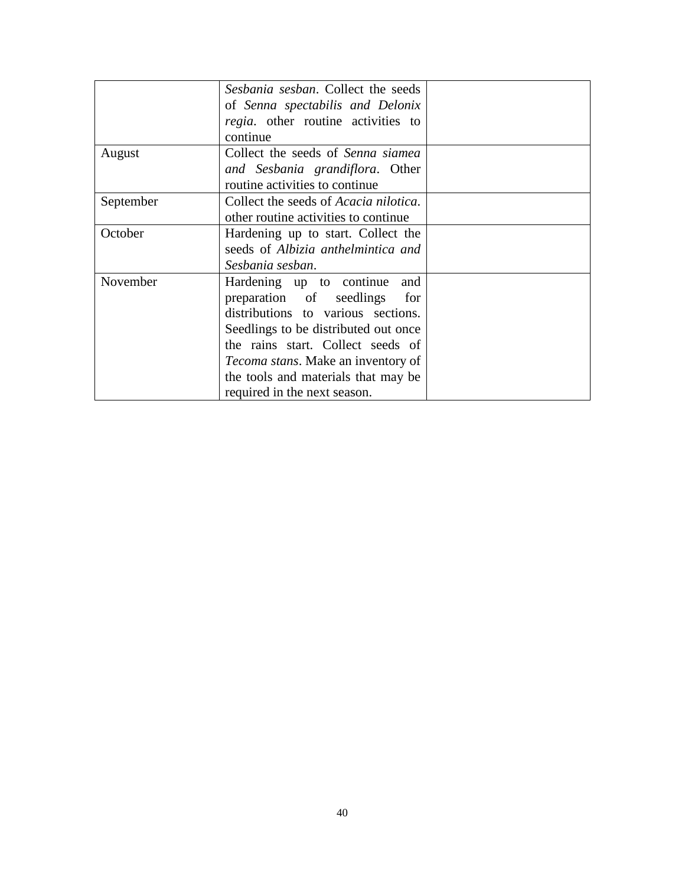| | | |
|---|---|---|
| | *Sesbania sesban*. Collect the seeds of *Senna spectabilis and Delonix regia*. other routine activities to continue | |
| August | Collect the seeds of *Senna siamea and Sesbania grandiflora*. Other routine activities to continue | |
| September | Collect the seeds of *Acacia nilotica*. other routine activities to continue | |
| October | Hardening up to start. Collect the seeds of *Albizia anthelmintica and Sesbania sesban*. | |
| November | Hardening up to continue and preparation of seedlings for distributions to various sections. Seedlings to be distributed out once the rains start. Collect seeds of *Tecoma stans*. Make an inventory of the tools and materials that may be required in the next season. | |